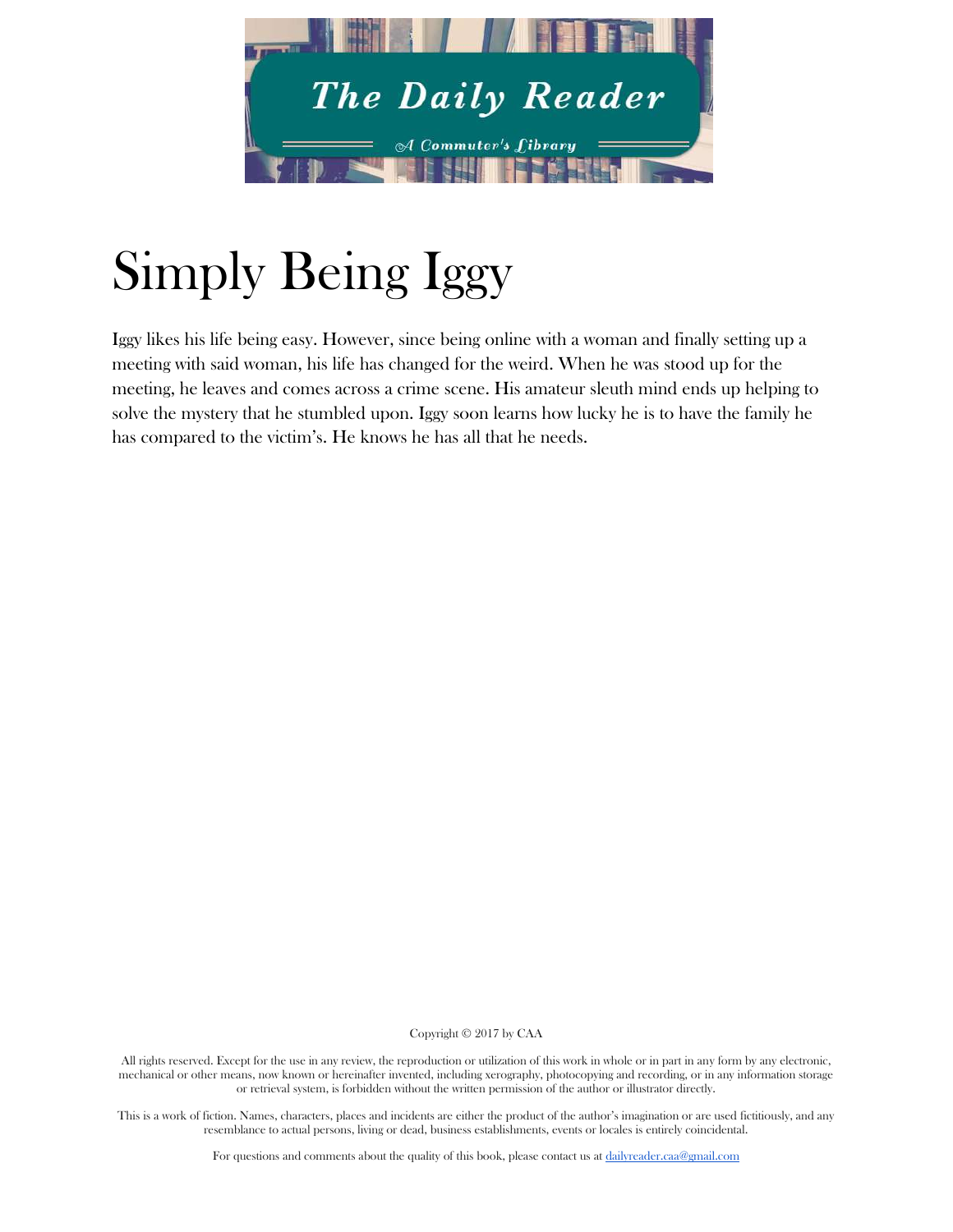The Daily Reader

A Commuter's Library

# Simply Being Iggy

Iggy likes his life being easy. However, since being online with a woman and finally setting up a meeting with said woman, his life has changed for the weird. When he was stood up for the meeting, he leaves and comes across a crime scene. His amateur sleuth mind ends up helping to solve the mystery that he stumbled upon. Iggy soon learns how lucky he is to have the family he has compared to the victim's. He knows he has all that he needs.

Copyright © 2017 by CAA

All rights reserved. Except for the use in any review, the reproduction or utilization of this work in whole or in part in any form by any electronic, mechanical or other means, now known or hereinafter invented, including xerography, photocopying and recording, or in any information storage or retrieval system, is forbidden without the written permission of the author or illustrator directly.

This is a work of fiction. Names, characters, places and incidents are either the product of the author's imagination or are used fictitiously, and any resemblance to actual persons, living or dead, business establishments, events or locales is entirely coincidental.

For questions and comments about the quality of this book, please contact us at dailyreader.caa@gmail.com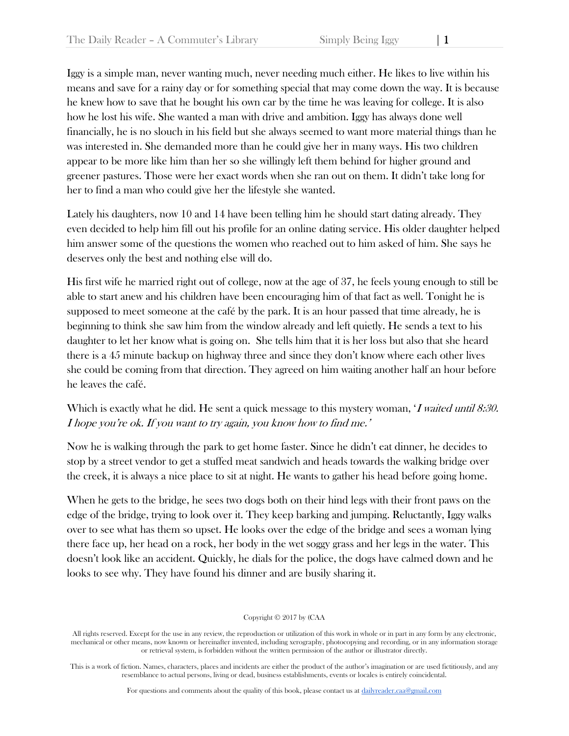Iggy is a simple man, never wanting much, never needing much either. He likes to live within his means and save for a rainy day or for something special that may come down the way. It is because he knew how to save that he bought his own car by the time he was leaving for college. It is also how he lost his wife. She wanted a man with drive and ambition. Iggy has always done well financially, he is no slouch in his field but she always seemed to want more material things than he was interested in. She demanded more than he could give her in many ways. His two children appear to be more like him than her so she willingly left them behind for higher ground and greener pastures. Those were her exact words when she ran out on them. It didn't take long for her to find a man who could give her the lifestyle she wanted.

Lately his daughters, now 10 and 14 have been telling him he should start dating already. They even decided to help him fill out his profile for an online dating service. His older daughter helped him answer some of the questions the women who reached out to him asked of him. She says he deserves only the best and nothing else will do.

His first wife he married right out of college, now at the age of 37, he feels young enough to still be able to start anew and his children have been encouraging him of that fact as well. Tonight he is supposed to meet someone at the café by the park. It is an hour passed that time already, he is beginning to think she saw him from the window already and left quietly. He sends a text to his daughter to let her know what is going on. She tells him that it is her loss but also that she heard there is a 45 minute backup on highway three and since they don't know where each other lives she could be coming from that direction. They agreed on him waiting another half an hour before he leaves the café.

Which is exactly what he did. He sent a quick message to this mystery woman, '*I waited until 8:30. I hope you're ok. If you want to try again, you know how to find me.*'

Now he is walking through the park to get home faster. Since he didn't eat dinner, he decides to stop by a street vendor to get a stuffed meat sandwich and heads towards the walking bridge over the creek, it is always a nice place to sit at night. He wants to gather his head before going home.

When he gets to the bridge, he sees two dogs both on their hind legs with their front paws on the edge of the bridge, trying to look over it. They keep barking and jumping. Reluctantly, Iggy walks over to see what has them so upset. He looks over the edge of the bridge and sees a woman lying there face up, her head on a rock, her body in the wet soggy grass and her legs in the water. This doesn't look like an accident. Quickly, he dials for the police, the dogs have calmed down and he looks to see why. They have found his dinner and are busily sharing it.

Copyright © 2017 by (CAA

All rights reserved. Except for the use in any review, the reproduction or utilization of this work in whole or in part in any form by any electronic, mechanical or other means, now known or hereinafter invented, including xerography, photocopying and recording, or in any information storage or retrieval system, is forbidden without the written permission of the author or illustrator directly.

This is a work of fiction. Names, characters, places and incidents are either the product of the author's imagination or are used fictitiously, and any resemblance to actual persons, living or dead, business establishments, events or locales is entirely coincidental.

For questions and comments about the quality of this book, please contact us at dailyreader.caa@gmail.com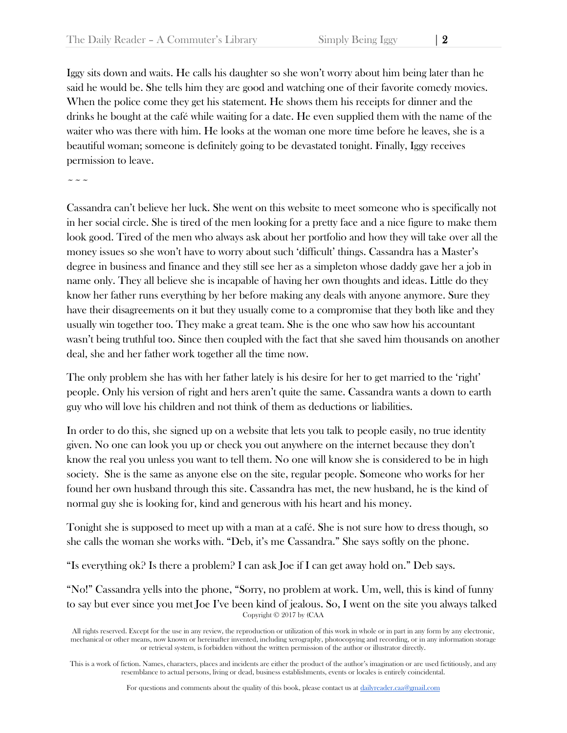Iggy sits down and waits. He calls his daughter so she won't worry about him being later than he said he would be. She tells him they are good and watching one of their favorite comedy movies. When the police come they get his statement. He shows them his receipts for dinner and the drinks he bought at the café while waiting for a date. He even supplied them with the name of the waiter who was there with him. He looks at the woman one more time before he leaves, she is a beautiful woman; someone is definitely going to be devastated tonight. Finally, Iggy receives permission to leave.

~ ~ ~

Cassandra can't believe her luck. She went on this website to meet someone who is specifically not in her social circle. She is tired of the men looking for a pretty face and a nice figure to make them look good. Tired of the men who always ask about her portfolio and how they will take over all the money issues so she won't have to worry about such 'difficult' things. Cassandra has a Master's degree in business and finance and they still see her as a simpleton whose daddy gave her a job in name only. They all believe she is incapable of having her own thoughts and ideas. Little do they know her father runs everything by her before making any deals with anyone anymore. Sure they have their disagreements on it but they usually come to a compromise that they both like and they usually win together too. They make a great team. She is the one who saw how his accountant wasn't being truthful too. Since then coupled with the fact that she saved him thousands on another deal, she and her father work together all the time now.

The only problem she has with her father lately is his desire for her to get married to the 'right' people. Only his version of right and hers aren't quite the same. Cassandra wants a down to earth guy who will love his children and not think of them as deductions or liabilities.

In order to do this, she signed up on a website that lets you talk to people easily, no true identity given. No one can look you up or check you out anywhere on the internet because they don't know the real you unless you want to tell them. No one will know she is considered to be in high society. She is the same as anyone else on the site, regular people. Someone who works for her found her own husband through this site. Cassandra has met, the new husband, he is the kind of normal guy she is looking for, kind and generous with his heart and his money.

Tonight she is supposed to meet up with a man at a café. She is not sure how to dress though, so she calls the woman she works with. "Deb, it's me Cassandra." She says softly on the phone.

"Is everything ok? Is there a problem? I can ask Joe if I can get away hold on." Deb says.

"No!" Cassandra yells into the phone, "Sorry, no problem at work. Um, well, this is kind of funny to say but ever since you met Joe I've been kind of jealous. So, I went on the site you always talked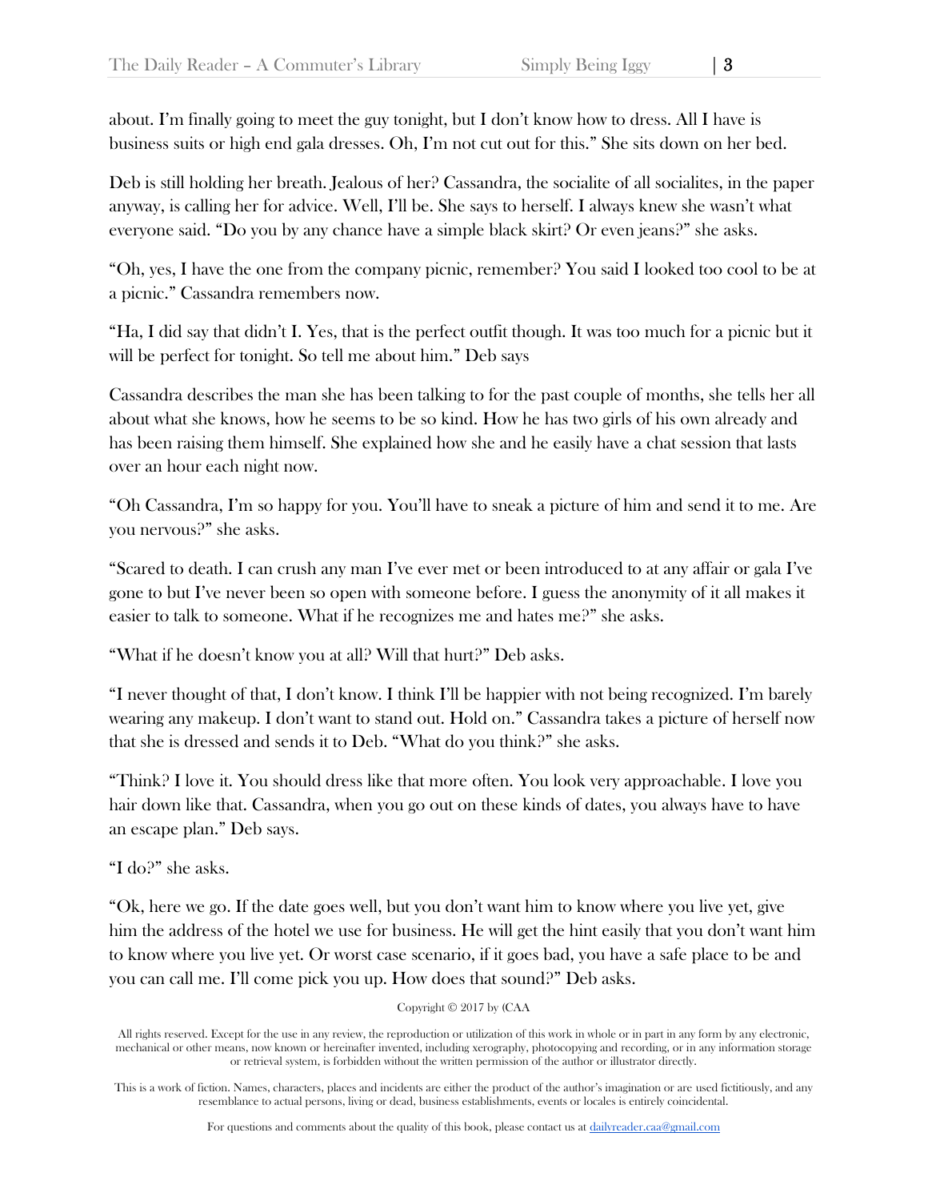about. I'm finally going to meet the guy tonight, but I don't know how to dress. All I have is business suits or high end gala dresses. Oh, I'm not cut out for this." She sits down on her bed.

Deb is still holding her breath. Jealous of her? Cassandra, the socialite of all socialites, in the paper anyway, is calling her for advice. Well, I'll be. She says to herself. I always knew she wasn't what everyone said. "Do you by any chance have a simple black skirt? Or even jeans?" she asks.

"Oh, yes, I have the one from the company picnic, remember? You said I looked too cool to be at a picnic." Cassandra remembers now.

"Ha, I did say that didn't I. Yes, that is the perfect outfit though. It was too much for a picnic but it will be perfect for tonight. So tell me about him." Deb says

Cassandra describes the man she has been talking to for the past couple of months, she tells her all about what she knows, how he seems to be so kind. How he has two girls of his own already and has been raising them himself. She explained how she and he easily have a chat session that lasts over an hour each night now.

"Oh Cassandra, I'm so happy for you. You'll have to sneak a picture of him and send it to me. Are you nervous?" she asks.

"Scared to death. I can crush any man I've ever met or been introduced to at any affair or gala I've gone to but I've never been so open with someone before. I guess the anonymity of it all makes it easier to talk to someone. What if he recognizes me and hates me?" she asks.

"What if he doesn't know you at all? Will that hurt?" Deb asks.

"I never thought of that, I don't know. I think I'll be happier with not being recognized. I'm barely wearing any makeup. I don't want to stand out. Hold on." Cassandra takes a picture of herself now that she is dressed and sends it to Deb. "What do you think?" she asks.

"Think? I love it. You should dress like that more often. You look very approachable. I love you hair down like that. Cassandra, when you go out on these kinds of dates, you always have to have an escape plan." Deb says.

"I do?" she asks.

"Ok, here we go. If the date goes well, but you don't want him to know where you live yet, give him the address of the hotel we use for business. He will get the hint easily that you don't want him to know where you live yet. Or worst case scenario, if it goes bad, you have a safe place to be and you can call me. I'll come pick you up. How does that sound?" Deb asks.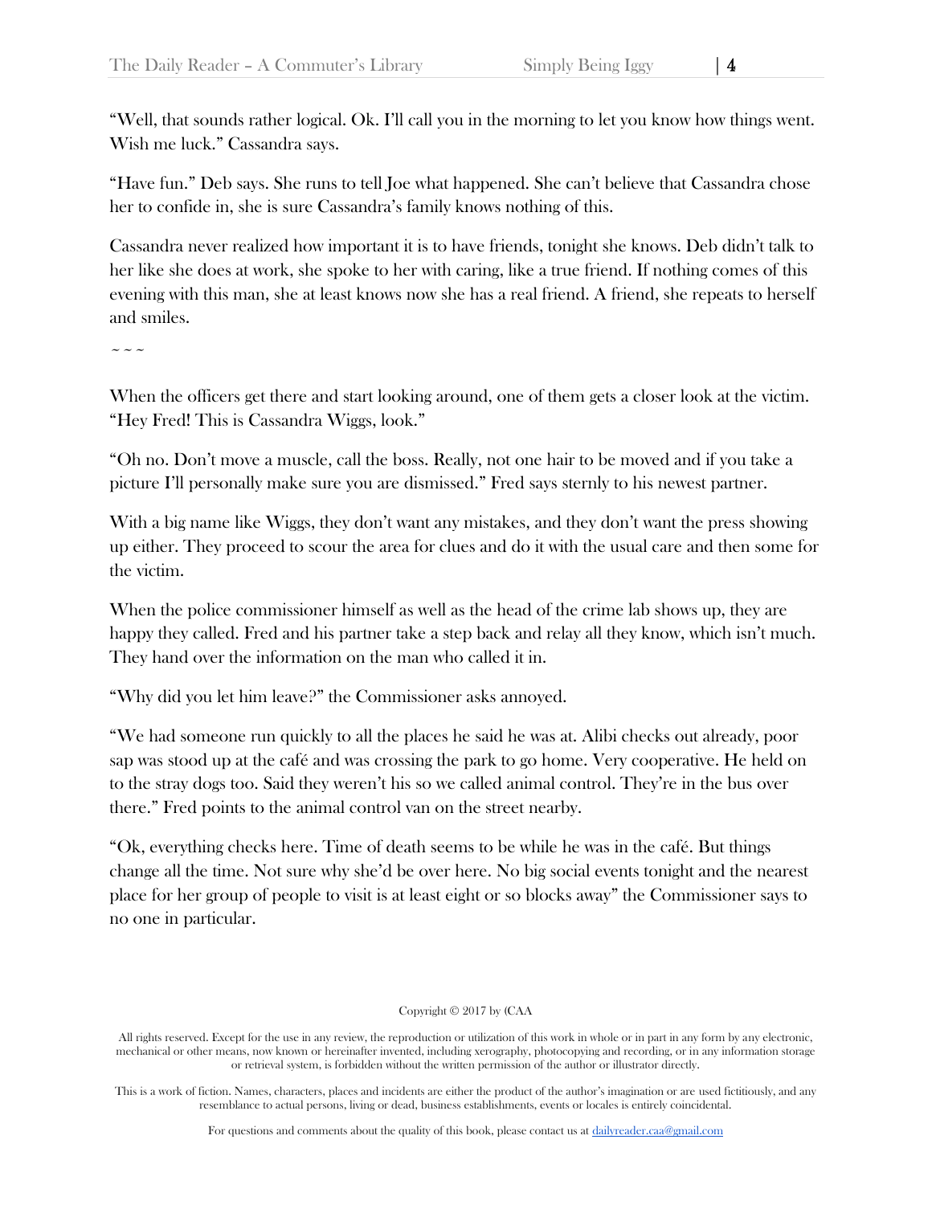"Well, that sounds rather logical. Ok. I'll call you in the morning to let you know how things went. Wish me luck." Cassandra says.

"Have fun." Deb says. She runs to tell Joe what happened. She can't believe that Cassandra chose her to confide in, she is sure Cassandra's family knows nothing of this.

Cassandra never realized how important it is to have friends, tonight she knows. Deb didn't talk to her like she does at work, she spoke to her with caring, like a true friend. If nothing comes of this evening with this man, she at least knows now she has a real friend. A friend, she repeats to herself and smiles.

~ ~ ~

When the officers get there and start looking around, one of them gets a closer look at the victim. "Hey Fred! This is Cassandra Wiggs, look."

"Oh no. Don't move a muscle, call the boss. Really, not one hair to be moved and if you take a picture I'll personally make sure you are dismissed." Fred says sternly to his newest partner.

With a big name like Wiggs, they don't want any mistakes, and they don't want the press showing up either. They proceed to scour the area for clues and do it with the usual care and then some for the victim.

When the police commissioner himself as well as the head of the crime lab shows up, they are happy they called. Fred and his partner take a step back and relay all they know, which isn't much. They hand over the information on the man who called it in.

"Why did you let him leave?" the Commissioner asks annoyed.

"We had someone run quickly to all the places he said he was at. Alibi checks out already, poor sap was stood up at the café and was crossing the park to go home. Very cooperative. He held on to the stray dogs too. Said they weren't his so we called animal control. They're in the bus over there." Fred points to the animal control van on the street nearby.

"Ok, everything checks here. Time of death seems to be while he was in the café. But things change all the time. Not sure why she'd be over here. No big social events tonight and the nearest place for her group of people to visit is at least eight or so blocks away" the Commissioner says to no one in particular.

Copyright © 2017 by (CAA

All rights reserved. Except for the use in any review, the reproduction or utilization of this work in whole or in part in any form by any electronic, mechanical or other means, now known or hereinafter invented, including xerography, photocopying and recording, or in any information storage or retrieval system, is forbidden without the written permission of the author or illustrator directly.

This is a work of fiction. Names, characters, places and incidents are either the product of the author's imagination or are used fictitiously, and any resemblance to actual persons, living or dead, business establishments, events or locales is entirely coincidental.

For questions and comments about the quality of this book, please contact us at dailyreader.caa@gmail.com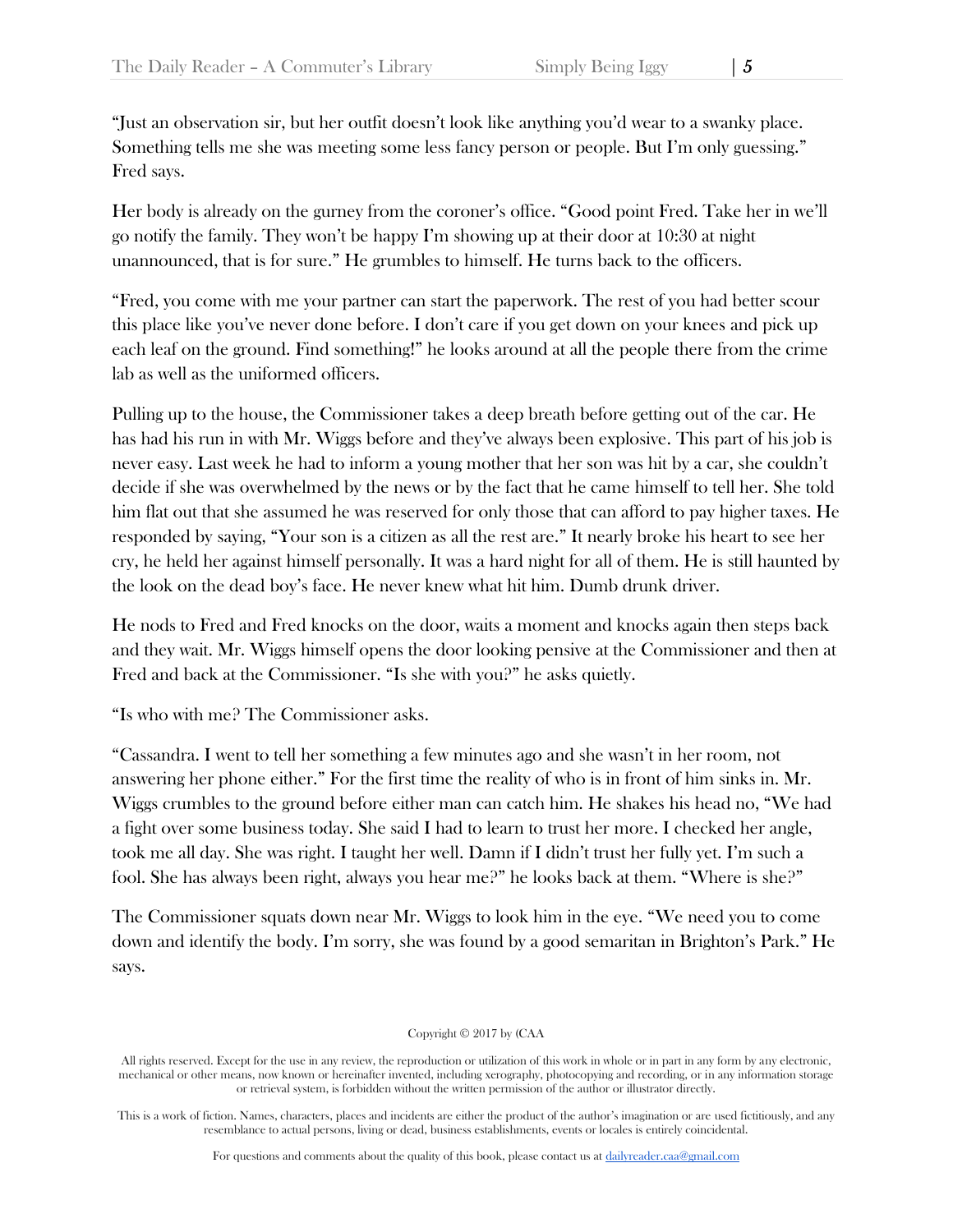"Just an observation sir, but her outfit doesn't look like anything you'd wear to a swanky place. Something tells me she was meeting some less fancy person or people. But I'm only guessing." Fred says.

Her body is already on the gurney from the coroner's office. "Good point Fred. Take her in we'll go notify the family. They won't be happy I'm showing up at their door at 10:30 at night unannounced, that is for sure." He grumbles to himself. He turns back to the officers.

"Fred, you come with me your partner can start the paperwork. The rest of you had better scour this place like you've never done before. I don't care if you get down on your knees and pick up each leaf on the ground. Find something!" he looks around at all the people there from the crime lab as well as the uniformed officers.

Pulling up to the house, the Commissioner takes a deep breath before getting out of the car. He has had his run in with Mr. Wiggs before and they've always been explosive. This part of his job is never easy. Last week he had to inform a young mother that her son was hit by a car, she couldn't decide if she was overwhelmed by the news or by the fact that he came himself to tell her. She told him flat out that she assumed he was reserved for only those that can afford to pay higher taxes. He responded by saying, "Your son is a citizen as all the rest are." It nearly broke his heart to see her cry, he held her against himself personally. It was a hard night for all of them. He is still haunted by the look on the dead boy's face. He never knew what hit him. Dumb drunk driver.

He nods to Fred and Fred knocks on the door, waits a moment and knocks again then steps back and they wait. Mr. Wiggs himself opens the door looking pensive at the Commissioner and then at Fred and back at the Commissioner. "Is she with you?" he asks quietly.

"Is who with me? The Commissioner asks.

"Cassandra. I went to tell her something a few minutes ago and she wasn't in her room, not answering her phone either." For the first time the reality of who is in front of him sinks in. Mr. Wiggs crumbles to the ground before either man can catch him. He shakes his head no, "We had a fight over some business today. She said I had to learn to trust her more. I checked her angle, took me all day. She was right. I taught her well. Damn if I didn't trust her fully yet. I'm such a fool. She has always been right, always you hear me?" he looks back at them. "Where is she?"

The Commissioner squats down near Mr. Wiggs to look him in the eye. "We need you to come down and identify the body. I'm sorry, she was found by a good semaritan in Brighton's Park." He says.

Copyright © 2017 by (CAA

All rights reserved. Except for the use in any review, the reproduction or utilization of this work in whole or in part in any form by any electronic, mechanical or other means, now known or hereinafter invented, including xerography, photocopying and recording, or in any information storage or retrieval system, is forbidden without the written permission of the author or illustrator directly.

This is a work of fiction. Names, characters, places and incidents are either the product of the author's imagination or are used fictitiously, and any resemblance to actual persons, living or dead, business establishments, events or locales is entirely coincidental.

For questions and comments about the quality of this book, please contact us at dailyreader.caa@gmail.com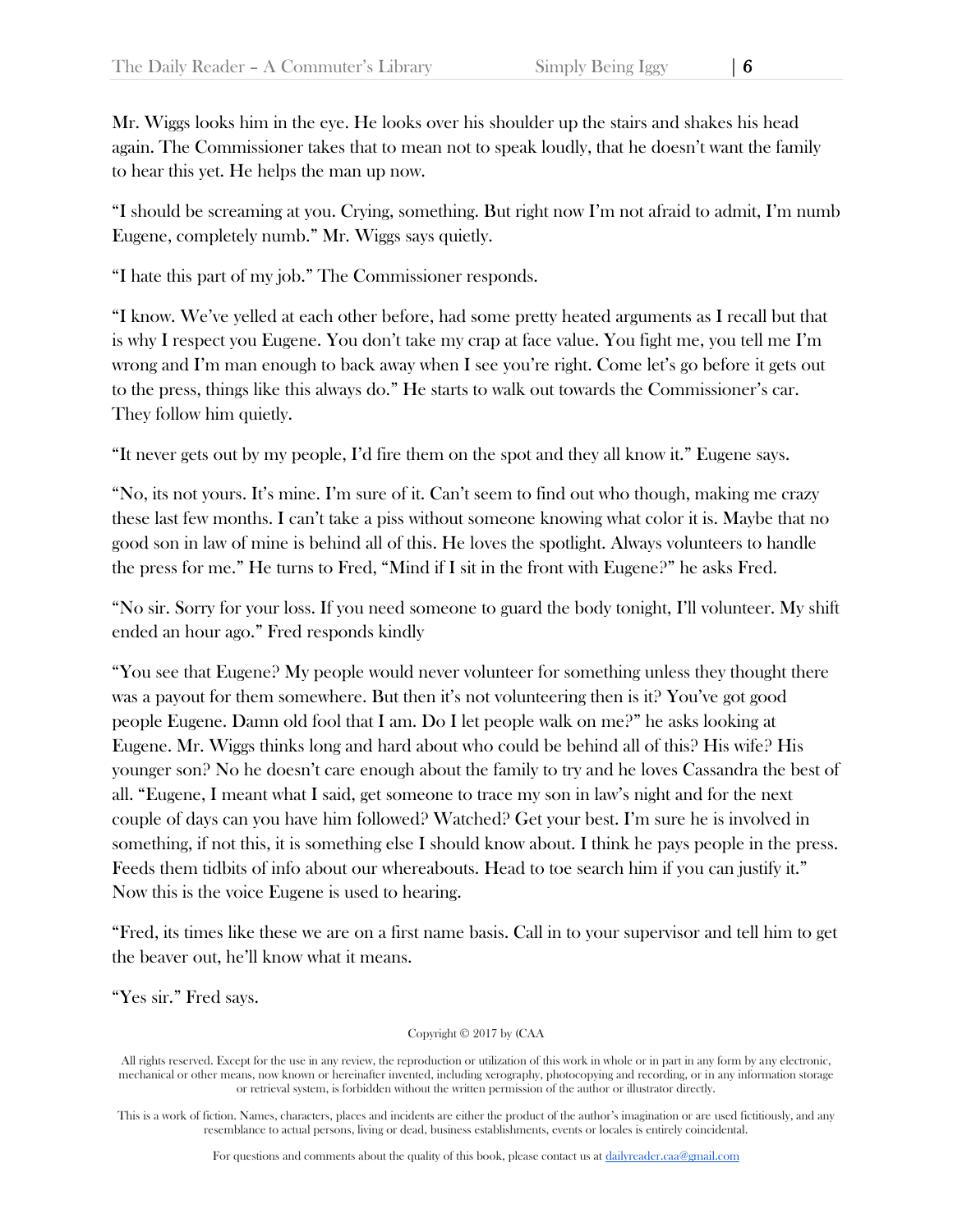Mr. Wiggs looks him in the eye. He looks over his shoulder up the stairs and shakes his head again. The Commissioner takes that to mean not to speak loudly, that he doesn't want the family to hear this yet. He helps the man up now.

"I should be screaming at you. Crying, something. But right now I'm not afraid to admit, I'm numb Eugene, completely numb." Mr. Wiggs says quietly.

"I hate this part of my job." The Commissioner responds.

"I know. We've yelled at each other before, had some pretty heated arguments as I recall but that is why I respect you Eugene. You don't take my crap at face value. You fight me, you tell me I'm wrong and I'm man enough to back away when I see you're right. Come let's go before it gets out to the press, things like this always do." He starts to walk out towards the Commissioner's car. They follow him quietly.

"It never gets out by my people, I'd fire them on the spot and they all know it." Eugene says.

"No, its not yours. It's mine. I'm sure of it. Can't seem to find out who though, making me crazy these last few months. I can't take a piss without someone knowing what color it is. Maybe that no good son in law of mine is behind all of this. He loves the spotlight. Always volunteers to handle the press for me." He turns to Fred, "Mind if I sit in the front with Eugene?" he asks Fred.

"No sir. Sorry for your loss. If you need someone to guard the body tonight, I'll volunteer. My shift ended an hour ago." Fred responds kindly

"You see that Eugene? My people would never volunteer for something unless they thought there was a payout for them somewhere. But then it's not volunteering then is it? You've got good people Eugene. Damn old fool that I am. Do I let people walk on me?" he asks looking at Eugene. Mr. Wiggs thinks long and hard about who could be behind all of this? His wife? His younger son? No he doesn't care enough about the family to try and he loves Cassandra the best of all. "Eugene, I meant what I said, get someone to trace my son in law's night and for the next couple of days can you have him followed? Watched? Get your best. I'm sure he is involved in something, if not this, it is something else I should know about. I think he pays people in the press. Feeds them tidbits of info about our whereabouts. Head to toe search him if you can justify it." Now this is the voice Eugene is used to hearing.

"Fred, its times like these we are on a first name basis. Call in to your supervisor and tell him to get the beaver out, he'll know what it means.

"Yes sir." Fred says.

Copyright © 2017 by (CAA

All rights reserved. Except for the use in any review, the reproduction or utilization of this work in whole or in part in any form by any electronic, mechanical or other means, now known or hereinafter invented, including xerography, photocopying and recording, or in any information storage or retrieval system, is forbidden without the written permission of the author or illustrator directly.

This is a work of fiction. Names, characters, places and incidents are either the product of the author's imagination or are used fictitiously, and any resemblance to actual persons, living or dead, business establishments, events or locales is entirely coincidental.

For questions and comments about the quality of this book, please contact us at dailyreader.caa@gmail.com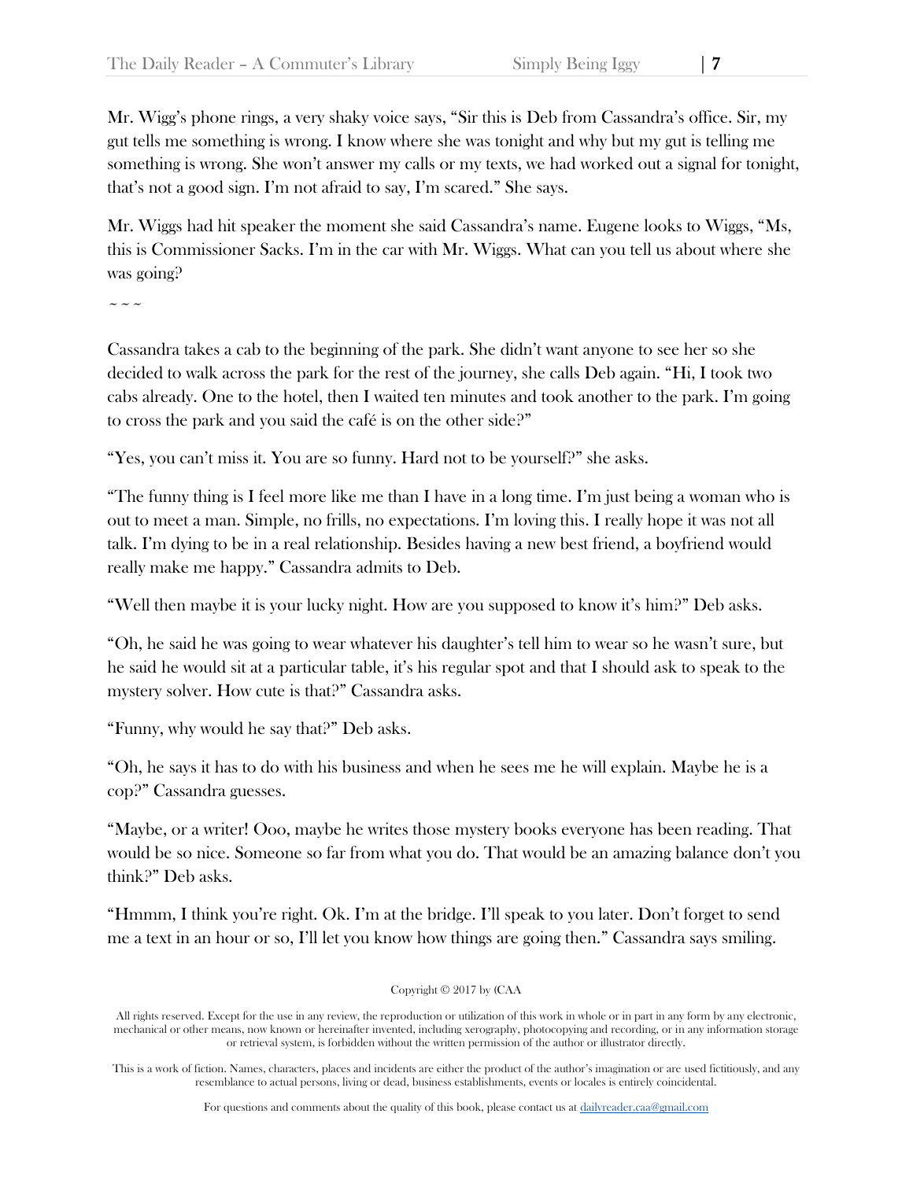Mr. Wigg's phone rings, a very shaky voice says, "Sir this is Deb from Cassandra's office. Sir, my gut tells me something is wrong. I know where she was tonight and why but my gut is telling me something is wrong. She won't answer my calls or my texts, we had worked out a signal for tonight, that's not a good sign. I'm not afraid to say, I'm scared." She says.

Mr. Wiggs had hit speaker the moment she said Cassandra's name. Eugene looks to Wiggs, "Ms, this is Commissioner Sacks. I'm in the car with Mr. Wiggs. What can you tell us about where she was going?

~ ~ ~

Cassandra takes a cab to the beginning of the park. She didn't want anyone to see her so she decided to walk across the park for the rest of the journey, she calls Deb again. "Hi, I took two cabs already. One to the hotel, then I waited ten minutes and took another to the park. I'm going to cross the park and you said the café is on the other side?"

"Yes, you can't miss it. You are so funny. Hard not to be yourself?" she asks.

"The funny thing is I feel more like me than I have in a long time. I'm just being a woman who is out to meet a man. Simple, no frills, no expectations. I'm loving this. I really hope it was not all talk. I'm dying to be in a real relationship. Besides having a new best friend, a boyfriend would really make me happy." Cassandra admits to Deb.

"Well then maybe it is your lucky night. How are you supposed to know it's him?" Deb asks.

"Oh, he said he was going to wear whatever his daughter's tell him to wear so he wasn't sure, but he said he would sit at a particular table, it's his regular spot and that I should ask to speak to the mystery solver. How cute is that?" Cassandra asks.

"Funny, why would he say that?" Deb asks.

"Oh, he says it has to do with his business and when he sees me he will explain. Maybe he is a cop?" Cassandra guesses.

"Maybe, or a writer! Ooo, maybe he writes those mystery books everyone has been reading. That would be so nice. Someone so far from what you do. That would be an amazing balance don't you think?" Deb asks.

"Hmmm, I think you're right. Ok. I'm at the bridge. I'll speak to you later. Don't forget to send me a text in an hour or so, I'll let you know how things are going then." Cassandra says smiling.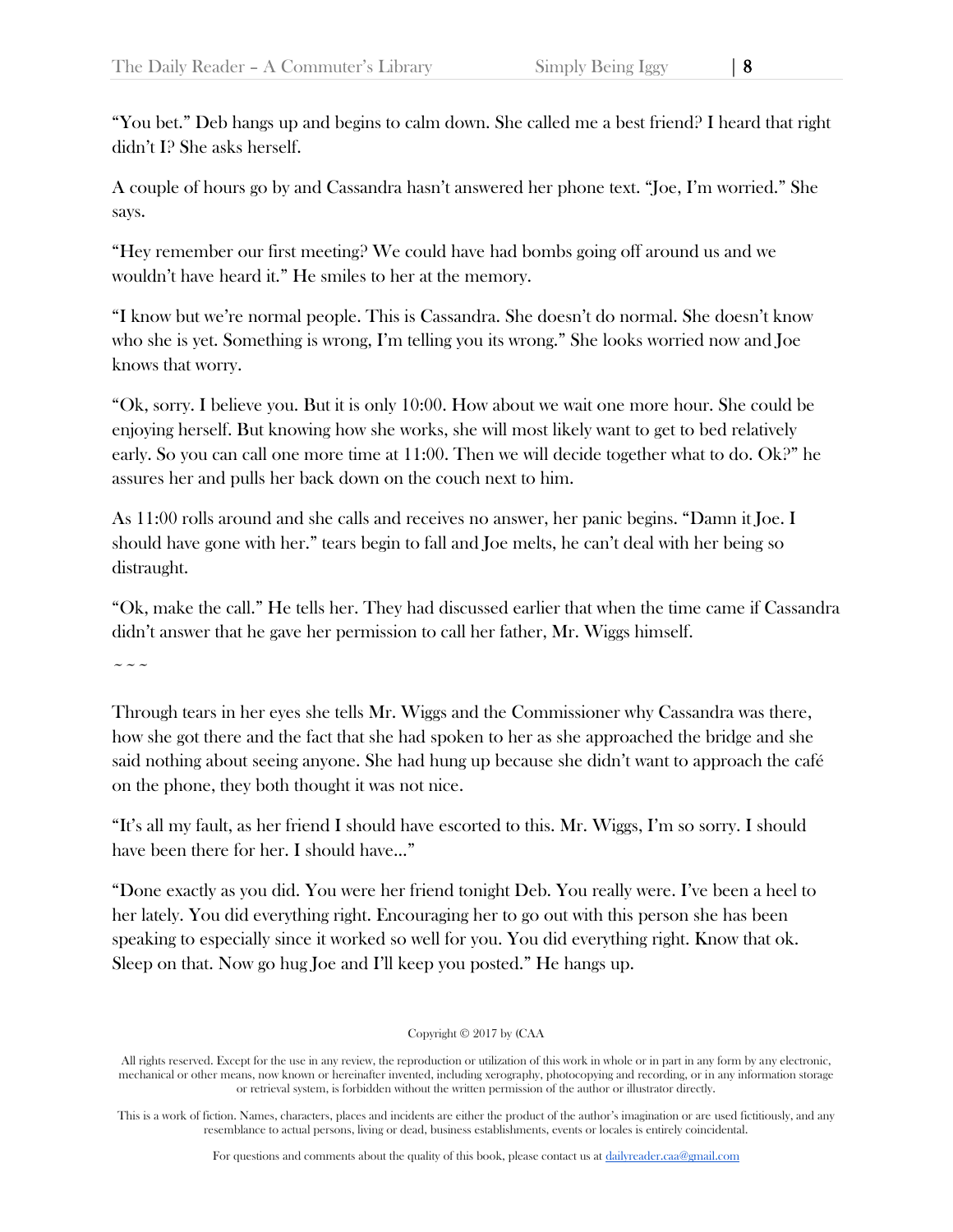"You bet." Deb hangs up and begins to calm down. She called me a best friend? I heard that right didn't I? She asks herself.

A couple of hours go by and Cassandra hasn't answered her phone text. "Joe, I'm worried." She says.

"Hey remember our first meeting? We could have had bombs going off around us and we wouldn't have heard it." He smiles to her at the memory.

"I know but we're normal people. This is Cassandra. She doesn't do normal. She doesn't know who she is yet. Something is wrong, I'm telling you its wrong." She looks worried now and Joe knows that worry.

"Ok, sorry. I believe you. But it is only 10:00. How about we wait one more hour. She could be enjoying herself. But knowing how she works, she will most likely want to get to bed relatively early. So you can call one more time at 11:00. Then we will decide together what to do. Ok?" he assures her and pulls her back down on the couch next to him.

As 11:00 rolls around and she calls and receives no answer, her panic begins. "Damn it Joe. I should have gone with her." tears begin to fall and Joe melts, he can't deal with her being so distraught.

"Ok, make the call." He tells her. They had discussed earlier that when the time came if Cassandra didn't answer that he gave her permission to call her father, Mr. Wiggs himself.

~ ~ ~

Through tears in her eyes she tells Mr. Wiggs and the Commissioner why Cassandra was there, how she got there and the fact that she had spoken to her as she approached the bridge and she said nothing about seeing anyone. She had hung up because she didn't want to approach the café on the phone, they both thought it was not nice.

"It's all my fault, as her friend I should have escorted to this. Mr. Wiggs, I'm so sorry. I should have been there for her. I should have…"

"Done exactly as you did. You were her friend tonight Deb. You really were. I've been a heel to her lately. You did everything right. Encouraging her to go out with this person she has been speaking to especially since it worked so well for you. You did everything right. Know that ok. Sleep on that. Now go hug Joe and I'll keep you posted." He hangs up.

Copyright © 2017 by (CAA

All rights reserved. Except for the use in any review, the reproduction or utilization of this work in whole or in part in any form by any electronic, mechanical or other means, now known or hereinafter invented, including xerography, photocopying and recording, or in any information storage or retrieval system, is forbidden without the written permission of the author or illustrator directly.

This is a work of fiction. Names, characters, places and incidents are either the product of the author's imagination or are used fictitiously, and any resemblance to actual persons, living or dead, business establishments, events or locales is entirely coincidental.

For questions and comments about the quality of this book, please contact us at dailyreader.caa@gmail.com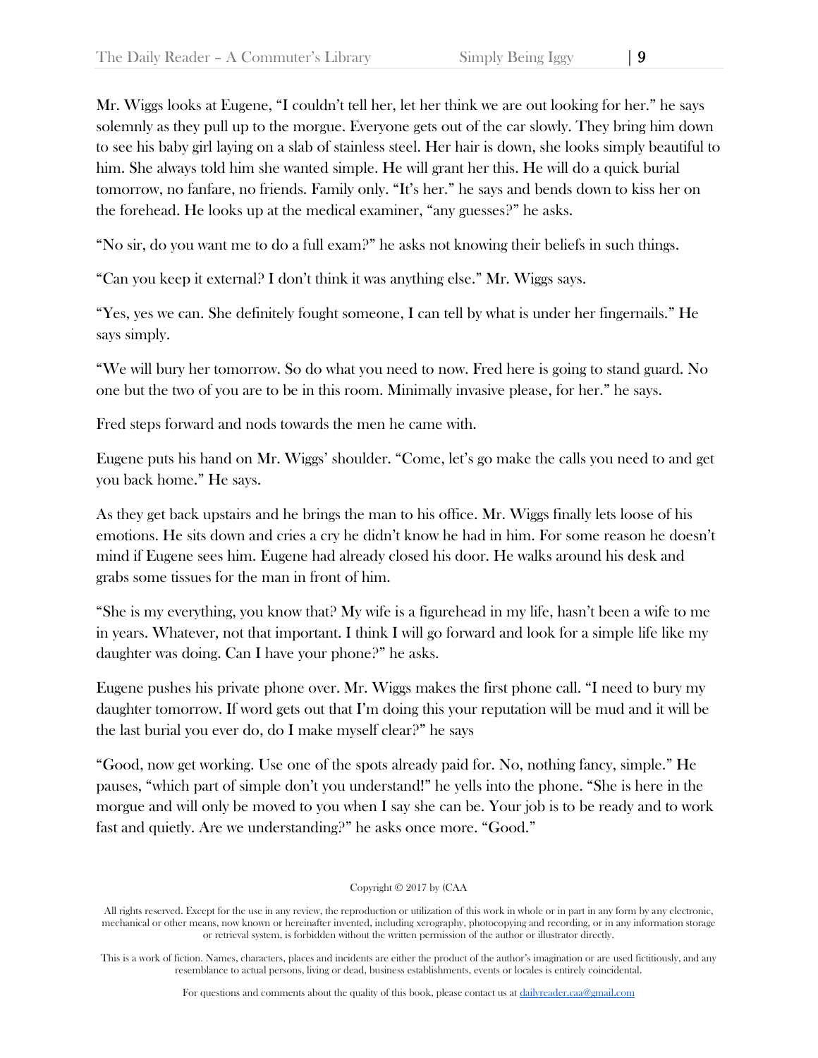Mr. Wiggs looks at Eugene, "I couldn't tell her, let her think we are out looking for her." he says solemnly as they pull up to the morgue. Everyone gets out of the car slowly. They bring him down to see his baby girl laying on a slab of stainless steel. Her hair is down, she looks simply beautiful to him. She always told him she wanted simple. He will grant her this. He will do a quick burial tomorrow, no fanfare, no friends. Family only. "It's her." he says and bends down to kiss her on the forehead. He looks up at the medical examiner, "any guesses?" he asks.

"No sir, do you want me to do a full exam?" he asks not knowing their beliefs in such things.

"Can you keep it external? I don't think it was anything else." Mr. Wiggs says.

"Yes, yes we can. She definitely fought someone, I can tell by what is under her fingernails." He says simply.

"We will bury her tomorrow. So do what you need to now. Fred here is going to stand guard. No one but the two of you are to be in this room. Minimally invasive please, for her." he says.

Fred steps forward and nods towards the men he came with.

Eugene puts his hand on Mr. Wiggs' shoulder. "Come, let's go make the calls you need to and get you back home." He says.

As they get back upstairs and he brings the man to his office. Mr. Wiggs finally lets loose of his emotions. He sits down and cries a cry he didn't know he had in him. For some reason he doesn't mind if Eugene sees him. Eugene had already closed his door. He walks around his desk and grabs some tissues for the man in front of him.

"She is my everything, you know that? My wife is a figurehead in my life, hasn't been a wife to me in years. Whatever, not that important. I think I will go forward and look for a simple life like my daughter was doing. Can I have your phone?" he asks.

Eugene pushes his private phone over. Mr. Wiggs makes the first phone call. "I need to bury my daughter tomorrow. If word gets out that I'm doing this your reputation will be mud and it will be the last burial you ever do, do I make myself clear?" he says

"Good, now get working. Use one of the spots already paid for. No, nothing fancy, simple." He pauses, "which part of simple don't you understand!" he yells into the phone. "She is here in the morgue and will only be moved to you when I say she can be. Your job is to be ready and to work fast and quietly. Are we understanding?" he asks once more. "Good."

Copyright © 2017 by (CAA

All rights reserved. Except for the use in any review, the reproduction or utilization of this work in whole or in part in any form by any electronic, mechanical or other means, now known or hereinafter invented, including xerography, photocopying and recording, or in any information storage or retrieval system, is forbidden without the written permission of the author or illustrator directly.

This is a work of fiction. Names, characters, places and incidents are either the product of the author's imagination or are used fictitiously, and any resemblance to actual persons, living or dead, business establishments, events or locales is entirely coincidental.

For questions and comments about the quality of this book, please contact us at dailyreader.caa@gmail.com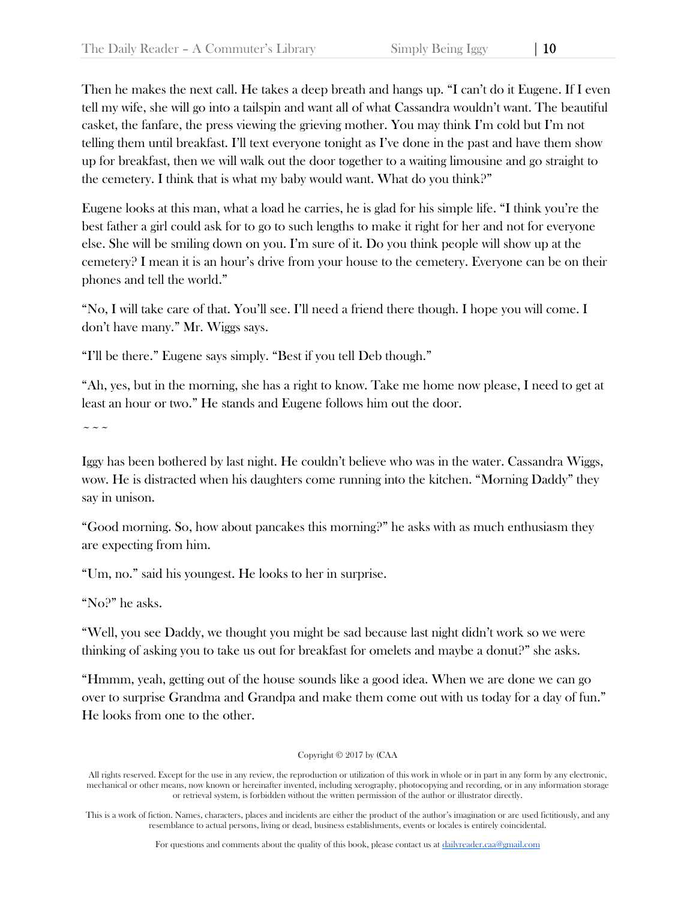Then he makes the next call. He takes a deep breath and hangs up. "I can't do it Eugene. If I even tell my wife, she will go into a tailspin and want all of what Cassandra wouldn't want. The beautiful casket, the fanfare, the press viewing the grieving mother. You may think I'm cold but I'm not telling them until breakfast. I'll text everyone tonight as I've done in the past and have them show up for breakfast, then we will walk out the door together to a waiting limousine and go straight to the cemetery. I think that is what my baby would want. What do you think?"

Eugene looks at this man, what a load he carries, he is glad for his simple life. "I think you're the best father a girl could ask for to go to such lengths to make it right for her and not for everyone else. She will be smiling down on you. I'm sure of it. Do you think people will show up at the cemetery? I mean it is an hour's drive from your house to the cemetery. Everyone can be on their phones and tell the world."

"No, I will take care of that. You'll see. I'll need a friend there though. I hope you will come. I don't have many." Mr. Wiggs says.

"I'll be there." Eugene says simply. "Best if you tell Deb though."

"Ah, yes, but in the morning, she has a right to know. Take me home now please, I need to get at least an hour or two." He stands and Eugene follows him out the door.

~ ~ ~

Iggy has been bothered by last night. He couldn't believe who was in the water. Cassandra Wiggs, wow. He is distracted when his daughters come running into the kitchen. "Morning Daddy" they say in unison.

"Good morning. So, how about pancakes this morning?" he asks with as much enthusiasm they are expecting from him.

"Um, no." said his youngest. He looks to her in surprise.

"No?" he asks.

"Well, you see Daddy, we thought you might be sad because last night didn't work so we were thinking of asking you to take us out for breakfast for omelets and maybe a donut?" she asks.

"Hmmm, yeah, getting out of the house sounds like a good idea. When we are done we can go over to surprise Grandma and Grandpa and make them come out with us today for a day of fun." He looks from one to the other.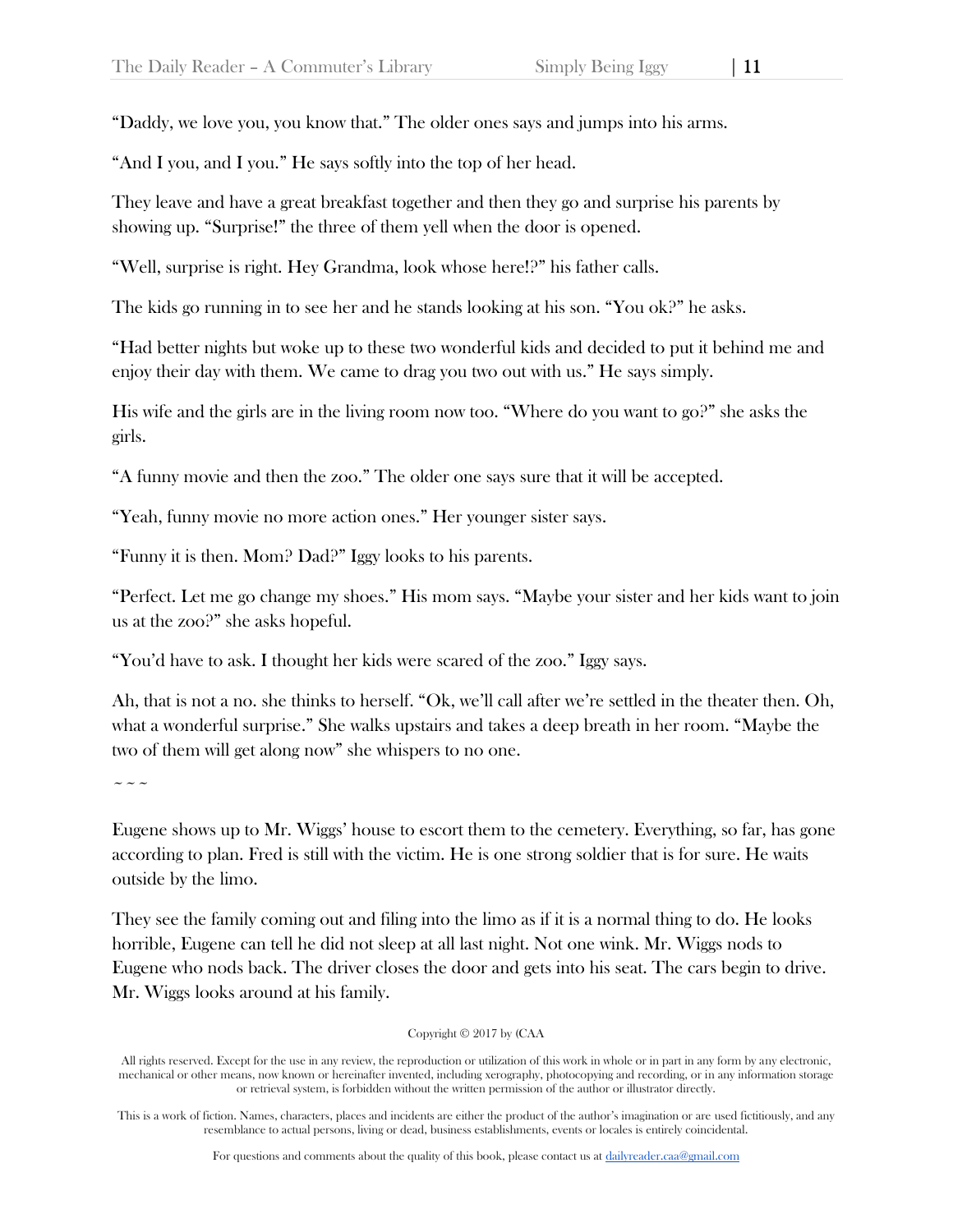"Daddy, we love you, you know that." The older ones says and jumps into his arms.

"And I you, and I you." He says softly into the top of her head.

They leave and have a great breakfast together and then they go and surprise his parents by showing up. "Surprise!" the three of them yell when the door is opened.

"Well, surprise is right. Hey Grandma, look whose here!?" his father calls.

The kids go running in to see her and he stands looking at his son. "You ok?" he asks.

"Had better nights but woke up to these two wonderful kids and decided to put it behind me and enjoy their day with them. We came to drag you two out with us." He says simply.

His wife and the girls are in the living room now too. "Where do you want to go?" she asks the girls.

"A funny movie and then the zoo." The older one says sure that it will be accepted.

"Yeah, funny movie no more action ones." Her younger sister says.

"Funny it is then. Mom? Dad?" Iggy looks to his parents.

"Perfect. Let me go change my shoes." His mom says. "Maybe your sister and her kids want to join us at the zoo?" she asks hopeful.

"You'd have to ask. I thought her kids were scared of the zoo." Iggy says.

Ah, that is not a no. she thinks to herself. "Ok, we'll call after we're settled in the theater then. Oh, what a wonderful surprise." She walks upstairs and takes a deep breath in her room. "Maybe the two of them will get along now" she whispers to no one.

~ ~ ~

Eugene shows up to Mr. Wiggs' house to escort them to the cemetery. Everything, so far, has gone according to plan. Fred is still with the victim. He is one strong soldier that is for sure. He waits outside by the limo.

They see the family coming out and filing into the limo as if it is a normal thing to do. He looks horrible, Eugene can tell he did not sleep at all last night. Not one wink. Mr. Wiggs nods to Eugene who nods back. The driver closes the door and gets into his seat. The cars begin to drive. Mr. Wiggs looks around at his family.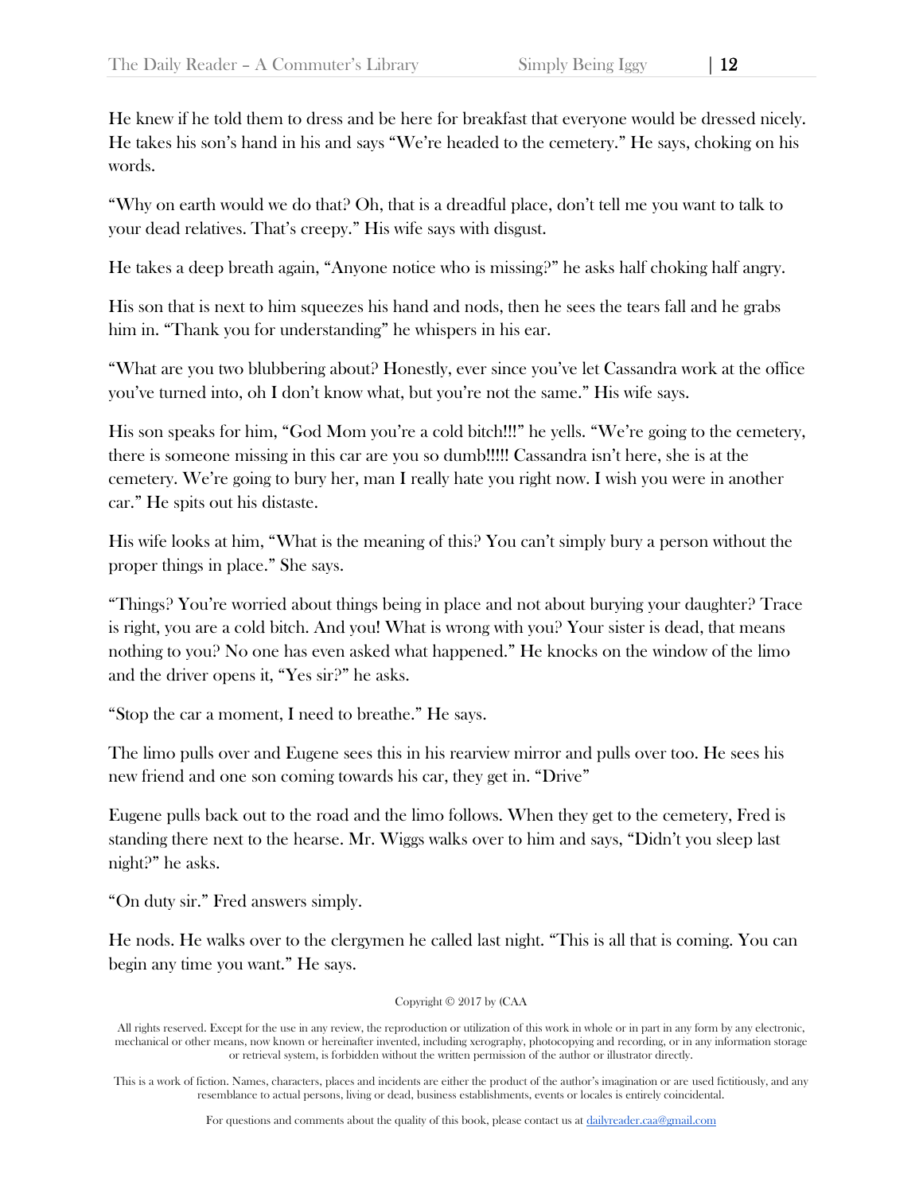He knew if he told them to dress and be here for breakfast that everyone would be dressed nicely. He takes his son's hand in his and says "We're headed to the cemetery." He says, choking on his words.

"Why on earth would we do that? Oh, that is a dreadful place, don't tell me you want to talk to your dead relatives. That's creepy." His wife says with disgust.

He takes a deep breath again, "Anyone notice who is missing?" he asks half choking half angry.

His son that is next to him squeezes his hand and nods, then he sees the tears fall and he grabs him in. "Thank you for understanding" he whispers in his ear.

"What are you two blubbering about? Honestly, ever since you've let Cassandra work at the office you've turned into, oh I don't know what, but you're not the same." His wife says.

His son speaks for him, "God Mom you're a cold bitch!!!" he yells. "We're going to the cemetery, there is someone missing in this car are you so dumb!!!!! Cassandra isn't here, she is at the cemetery. We're going to bury her, man I really hate you right now. I wish you were in another car." He spits out his distaste.

His wife looks at him, "What is the meaning of this? You can't simply bury a person without the proper things in place." She says.

"Things? You're worried about things being in place and not about burying your daughter? Trace is right, you are a cold bitch. And you! What is wrong with you? Your sister is dead, that means nothing to you? No one has even asked what happened." He knocks on the window of the limo and the driver opens it, "Yes sir?" he asks.

"Stop the car a moment, I need to breathe." He says.

The limo pulls over and Eugene sees this in his rearview mirror and pulls over too. He sees his new friend and one son coming towards his car, they get in. "Drive"

Eugene pulls back out to the road and the limo follows. When they get to the cemetery, Fred is standing there next to the hearse. Mr. Wiggs walks over to him and says, "Didn't you sleep last night?" he asks.

"On duty sir." Fred answers simply.

He nods. He walks over to the clergymen he called last night. "This is all that is coming. You can begin any time you want." He says.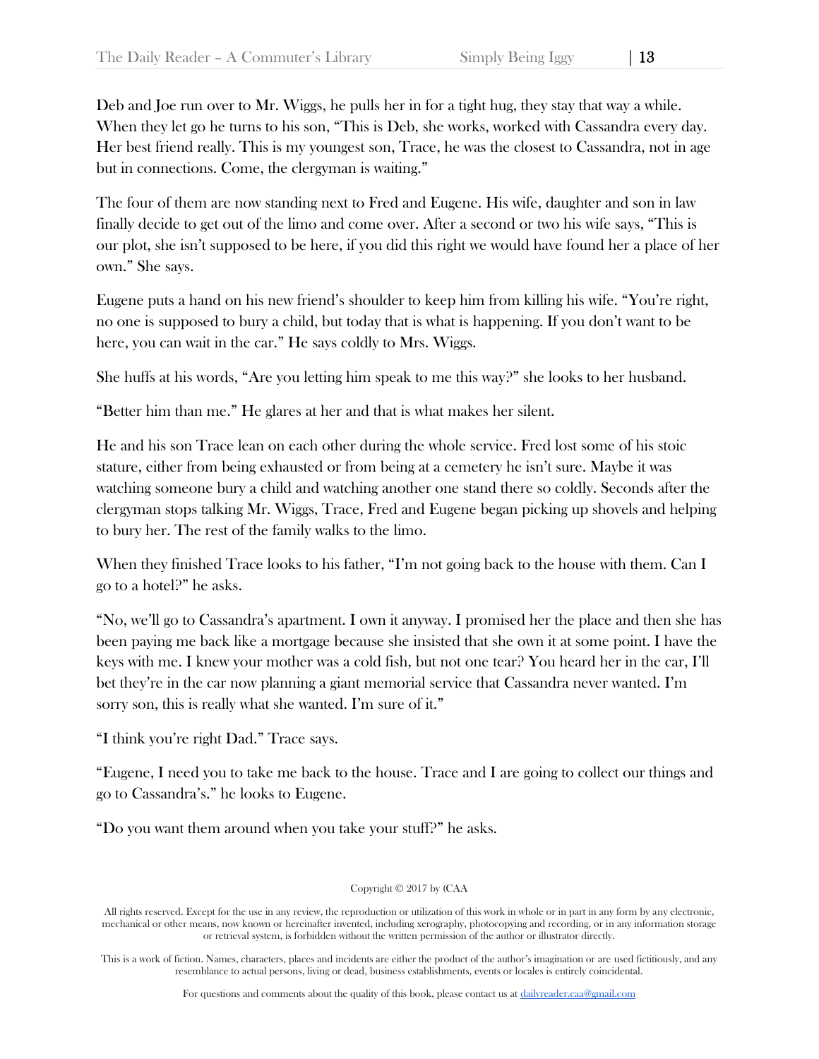Deb and Joe run over to Mr. Wiggs, he pulls her in for a tight hug, they stay that way a while. When they let go he turns to his son, "This is Deb, she works, worked with Cassandra every day. Her best friend really. This is my youngest son, Trace, he was the closest to Cassandra, not in age but in connections. Come, the clergyman is waiting."

The four of them are now standing next to Fred and Eugene. His wife, daughter and son in law finally decide to get out of the limo and come over. After a second or two his wife says, "This is our plot, she isn't supposed to be here, if you did this right we would have found her a place of her own." She says.

Eugene puts a hand on his new friend's shoulder to keep him from killing his wife. "You're right, no one is supposed to bury a child, but today that is what is happening. If you don't want to be here, you can wait in the car." He says coldly to Mrs. Wiggs.

She huffs at his words, "Are you letting him speak to me this way?" she looks to her husband.

"Better him than me." He glares at her and that is what makes her silent.

He and his son Trace lean on each other during the whole service. Fred lost some of his stoic stature, either from being exhausted or from being at a cemetery he isn't sure. Maybe it was watching someone bury a child and watching another one stand there so coldly. Seconds after the clergyman stops talking Mr. Wiggs, Trace, Fred and Eugene began picking up shovels and helping to bury her. The rest of the family walks to the limo.

When they finished Trace looks to his father, "I'm not going back to the house with them. Can I go to a hotel?" he asks.

"No, we'll go to Cassandra's apartment. I own it anyway. I promised her the place and then she has been paying me back like a mortgage because she insisted that she own it at some point. I have the keys with me. I knew your mother was a cold fish, but not one tear? You heard her in the car, I'll bet they're in the car now planning a giant memorial service that Cassandra never wanted. I'm sorry son, this is really what she wanted. I'm sure of it."

"I think you're right Dad." Trace says.

"Eugene, I need you to take me back to the house. Trace and I are going to collect our things and go to Cassandra's." he looks to Eugene.

"Do you want them around when you take your stuff?" he asks.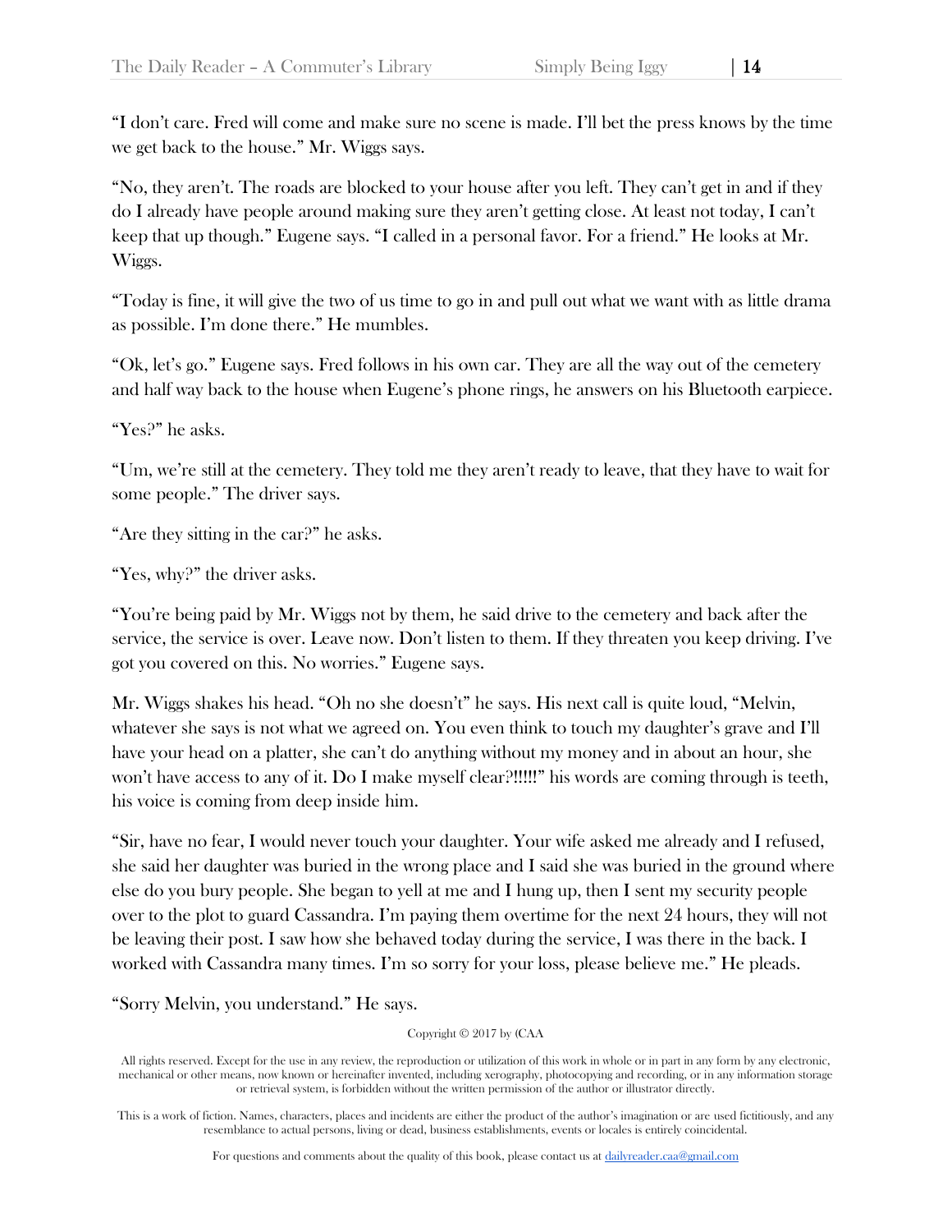"I don't care. Fred will come and make sure no scene is made. I'll bet the press knows by the time we get back to the house." Mr. Wiggs says.

"No, they aren't. The roads are blocked to your house after you left. They can't get in and if they do I already have people around making sure they aren't getting close. At least not today, I can't keep that up though." Eugene says. "I called in a personal favor. For a friend." He looks at Mr. Wiggs.

"Today is fine, it will give the two of us time to go in and pull out what we want with as little drama as possible. I'm done there." He mumbles.

"Ok, let's go." Eugene says. Fred follows in his own car. They are all the way out of the cemetery and half way back to the house when Eugene's phone rings, he answers on his Bluetooth earpiece.

"Yes?" he asks.

"Um, we're still at the cemetery. They told me they aren't ready to leave, that they have to wait for some people." The driver says.

"Are they sitting in the car?" he asks.

"Yes, why?" the driver asks.

"You're being paid by Mr. Wiggs not by them, he said drive to the cemetery and back after the service, the service is over. Leave now. Don't listen to them. If they threaten you keep driving. I've got you covered on this. No worries." Eugene says.

Mr. Wiggs shakes his head. "Oh no she doesn't" he says. His next call is quite loud, "Melvin, whatever she says is not what we agreed on. You even think to touch my daughter's grave and I'll have your head on a platter, she can't do anything without my money and in about an hour, she won't have access to any of it. Do I make myself clear?!!!!!" his words are coming through is teeth, his voice is coming from deep inside him.

"Sir, have no fear, I would never touch your daughter. Your wife asked me already and I refused, she said her daughter was buried in the wrong place and I said she was buried in the ground where else do you bury people. She began to yell at me and I hung up, then I sent my security people over to the plot to guard Cassandra. I'm paying them overtime for the next 24 hours, they will not be leaving their post. I saw how she behaved today during the service, I was there in the back. I worked with Cassandra many times. I'm so sorry for your loss, please believe me." He pleads.

"Sorry Melvin, you understand." He says.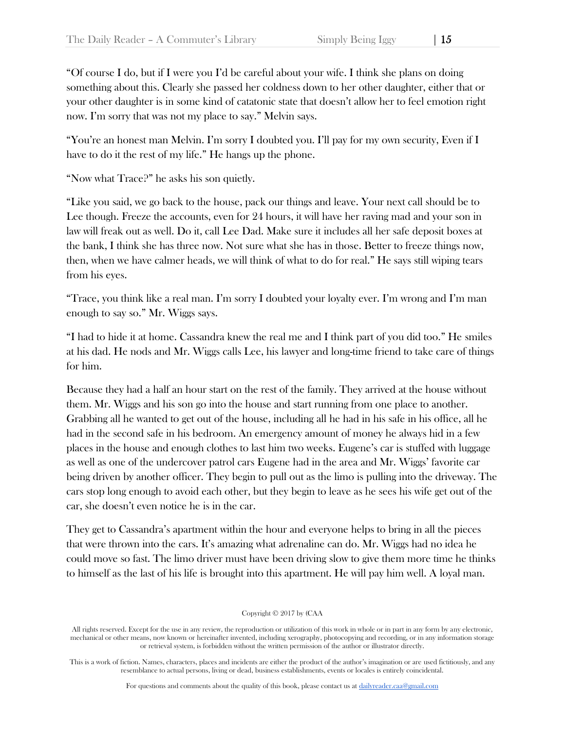"Of course I do, but if I were you I'd be careful about your wife. I think she plans on doing something about this. Clearly she passed her coldness down to her other daughter, either that or your other daughter is in some kind of catatonic state that doesn't allow her to feel emotion right now. I'm sorry that was not my place to say." Melvin says.

"You're an honest man Melvin. I'm sorry I doubted you. I'll pay for my own security, Even if I have to do it the rest of my life." He hangs up the phone.

"Now what Trace?" he asks his son quietly.

"Like you said, we go back to the house, pack our things and leave. Your next call should be to Lee though. Freeze the accounts, even for 24 hours, it will have her raving mad and your son in law will freak out as well. Do it, call Lee Dad. Make sure it includes all her safe deposit boxes at the bank, I think she has three now. Not sure what she has in those. Better to freeze things now, then, when we have calmer heads, we will think of what to do for real." He says still wiping tears from his eyes.

"Trace, you think like a real man. I'm sorry I doubted your loyalty ever. I'm wrong and I'm man enough to say so." Mr. Wiggs says.

"I had to hide it at home. Cassandra knew the real me and I think part of you did too." He smiles at his dad. He nods and Mr. Wiggs calls Lee, his lawyer and long-time friend to take care of things for him.

Because they had a half an hour start on the rest of the family. They arrived at the house without them. Mr. Wiggs and his son go into the house and start running from one place to another. Grabbing all he wanted to get out of the house, including all he had in his safe in his office, all he had in the second safe in his bedroom. An emergency amount of money he always hid in a few places in the house and enough clothes to last him two weeks. Eugene's car is stuffed with luggage as well as one of the undercover patrol cars Eugene had in the area and Mr. Wiggs' favorite car being driven by another officer. They begin to pull out as the limo is pulling into the driveway. The cars stop long enough to avoid each other, but they begin to leave as he sees his wife get out of the car, she doesn't even notice he is in the car.

They get to Cassandra's apartment within the hour and everyone helps to bring in all the pieces that were thrown into the cars. It's amazing what adrenaline can do. Mr. Wiggs had no idea he could move so fast. The limo driver must have been driving slow to give them more time he thinks to himself as the last of his life is brought into this apartment. He will pay him well. A loyal man.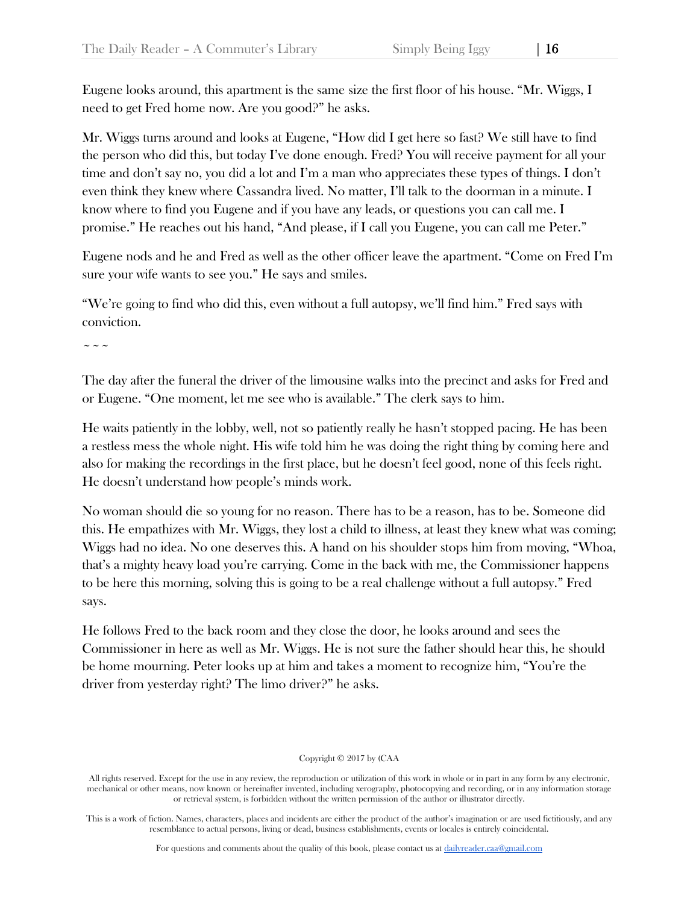Eugene looks around, this apartment is the same size the first floor of his house. "Mr. Wiggs, I need to get Fred home now. Are you good?" he asks.

Mr. Wiggs turns around and looks at Eugene, "How did I get here so fast? We still have to find the person who did this, but today I've done enough. Fred? You will receive payment for all your time and don't say no, you did a lot and I'm a man who appreciates these types of things. I don't even think they knew where Cassandra lived. No matter, I'll talk to the doorman in a minute. I know where to find you Eugene and if you have any leads, or questions you can call me. I promise." He reaches out his hand, "And please, if I call you Eugene, you can call me Peter."

Eugene nods and he and Fred as well as the other officer leave the apartment. "Come on Fred I'm sure your wife wants to see you." He says and smiles.

"We're going to find who did this, even without a full autopsy, we'll find him." Fred says with conviction.

~ ~ ~

The day after the funeral the driver of the limousine walks into the precinct and asks for Fred and or Eugene. "One moment, let me see who is available." The clerk says to him.

He waits patiently in the lobby, well, not so patiently really he hasn't stopped pacing. He has been a restless mess the whole night. His wife told him he was doing the right thing by coming here and also for making the recordings in the first place, but he doesn't feel good, none of this feels right. He doesn't understand how people's minds work.

No woman should die so young for no reason. There has to be a reason, has to be. Someone did this. He empathizes with Mr. Wiggs, they lost a child to illness, at least they knew what was coming; Wiggs had no idea. No one deserves this. A hand on his shoulder stops him from moving, "Whoa, that's a mighty heavy load you're carrying. Come in the back with me, the Commissioner happens to be here this morning, solving this is going to be a real challenge without a full autopsy." Fred says.

He follows Fred to the back room and they close the door, he looks around and sees the Commissioner in here as well as Mr. Wiggs. He is not sure the father should hear this, he should be home mourning. Peter looks up at him and takes a moment to recognize him, "You're the driver from yesterday right? The limo driver?" he asks.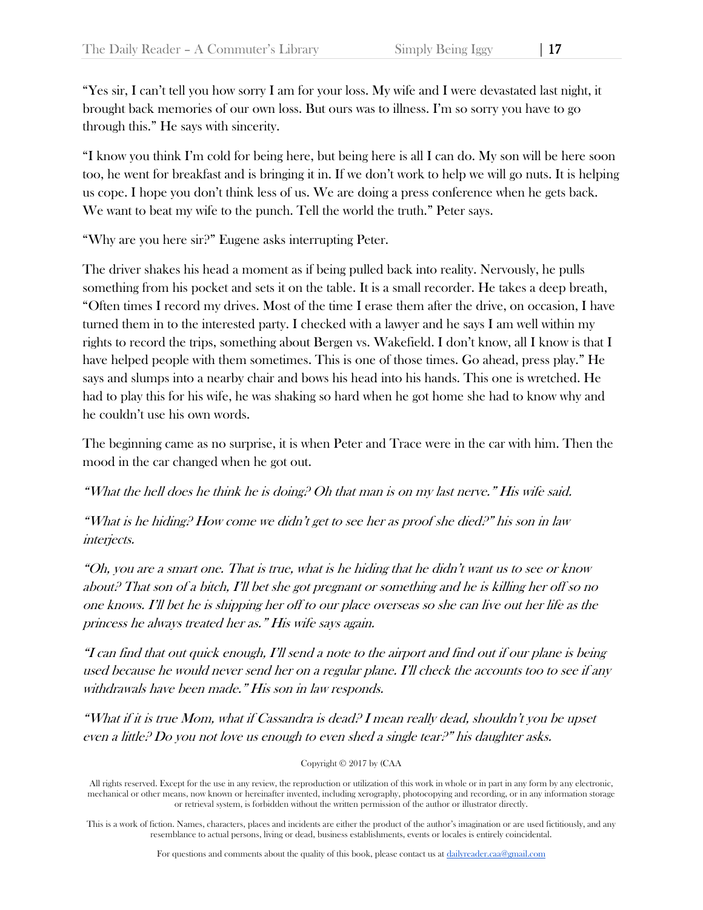"Yes sir, I can't tell you how sorry I am for your loss. My wife and I were devastated last night, it brought back memories of our own loss. But ours was to illness. I'm so sorry you have to go through this." He says with sincerity.

"I know you think I'm cold for being here, but being here is all I can do. My son will be here soon too, he went for breakfast and is bringing it in. If we don't work to help we will go nuts. It is helping us cope. I hope you don't think less of us. We are doing a press conference when he gets back. We want to beat my wife to the punch. Tell the world the truth." Peter says.

"Why are you here sir?" Eugene asks interrupting Peter.

The driver shakes his head a moment as if being pulled back into reality. Nervously, he pulls something from his pocket and sets it on the table. It is a small recorder. He takes a deep breath, "Often times I record my drives. Most of the time I erase them after the drive, on occasion, I have turned them in to the interested party. I checked with a lawyer and he says I am well within my rights to record the trips, something about Bergen vs. Wakefield. I don't know, all I know is that I have helped people with them sometimes. This is one of those times. Go ahead, press play." He says and slumps into a nearby chair and bows his head into his hands. This one is wretched. He had to play this for his wife, he was shaking so hard when he got home she had to know why and he couldn't use his own words.

The beginning came as no surprise, it is when Peter and Trace were in the car with him. Then the mood in the car changed when he got out.

*"What the hell does he think he is doing? Oh that man is on my last nerve." His wife said.*

*"What is he hiding? How come we didn't get to see her as proof she died?" his son in law interjects.*

*"Oh, you are a smart one. That is true, what is he hiding that he didn't want us to see or know about? That son of a bitch, I'll bet she got pregnant or something and he is killing her off so no one knows. I'll bet he is shipping her off to our place overseas so she can live out her life as the princess he always treated her as." His wife says again.*

*"I can find that out quick enough, I'll send a note to the airport and find out if our plane is being used because he would never send her on a regular plane. I'll check the accounts too to see if any withdrawals have been made." His son in law responds.*

*"What if it is true Mom, what if Cassandra is dead? I mean really dead, shouldn't you be upset even a little? Do you not love us enough to even shed a single tear?" his daughter asks.*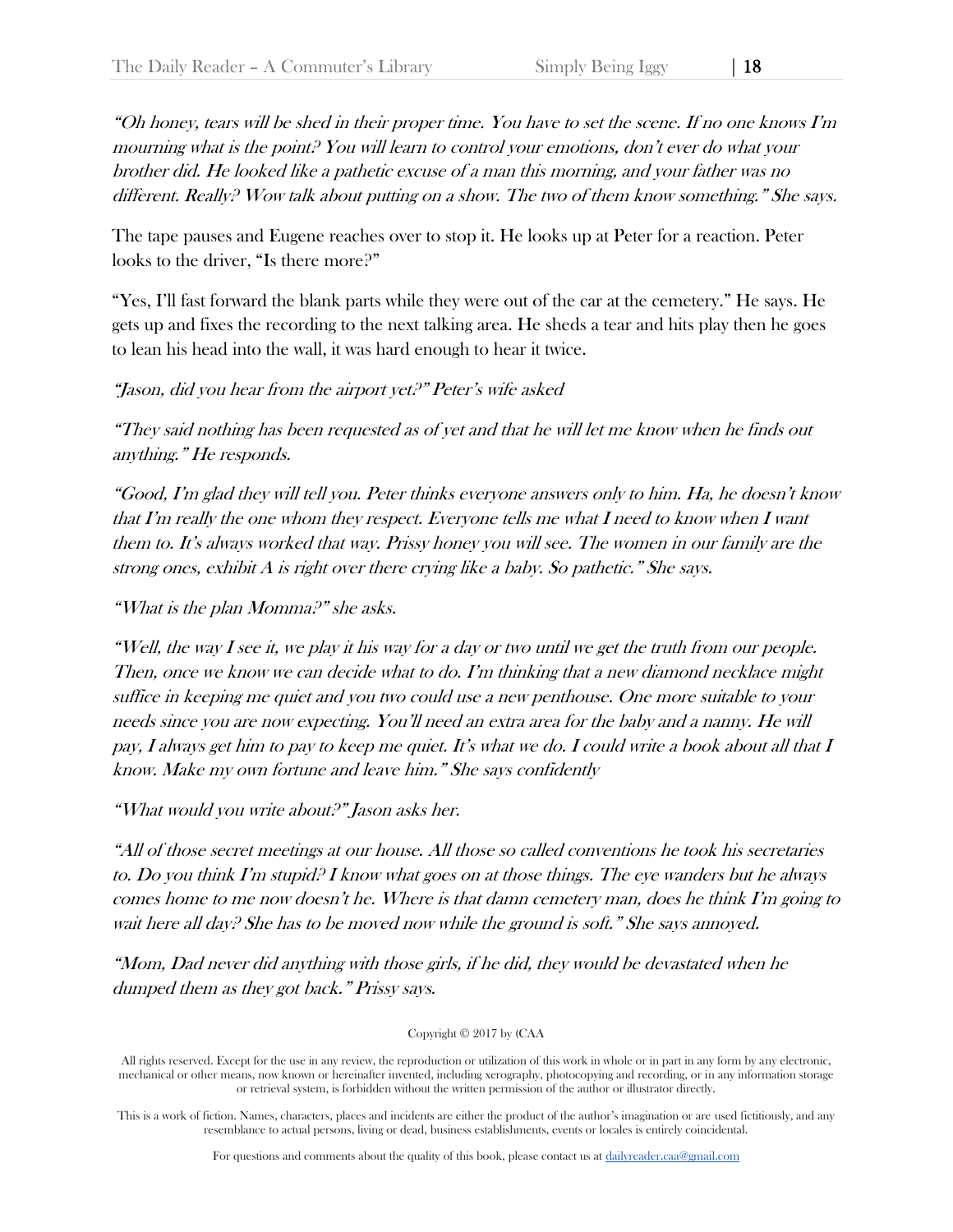*"Oh honey, tears will be shed in their proper time. You have to set the scene. If no one knows I'm mourning what is the point? You will learn to control your emotions, don't ever do what your brother did. He looked like a pathetic excuse of a man this morning, and your father was no different. Really? Wow talk about putting on a show. The two of them know something." She says.*

The tape pauses and Eugene reaches over to stop it. He looks up at Peter for a reaction. Peter looks to the driver, "Is there more?"

"Yes, I'll fast forward the blank parts while they were out of the car at the cemetery." He says. He gets up and fixes the recording to the next talking area. He sheds a tear and hits play then he goes to lean his head into the wall, it was hard enough to hear it twice.

*"Jason, did you hear from the airport yet?" Peter's wife asked*

*"They said nothing has been requested as of yet and that he will let me know when he finds out anything." He responds.*

*"Good, I'm glad they will tell you. Peter thinks everyone answers only to him. Ha, he doesn't know that I'm really the one whom they respect. Everyone tells me what I need to know when I want them to. It's always worked that way. Prissy honey you will see. The women in our family are the strong ones, exhibit A is right over there crying like a baby. So pathetic." She says.*

*"What is the plan Momma?" she asks.*

*"Well, the way I see it, we play it his way for a day or two until we get the truth from our people. Then, once we know we can decide what to do. I'm thinking that a new diamond necklace might suffice in keeping me quiet and you two could use a new penthouse. One more suitable to your needs since you are now expecting. You'll need an extra area for the baby and a nanny. He will pay, I always get him to pay to keep me quiet. It's what we do. I could write a book about all that I know. Make my own fortune and leave him." She says confidently*

*"What would you write about?" Jason asks her.*

*"All of those secret meetings at our house. All those so called conventions he took his secretaries to. Do you think I'm stupid? I know what goes on at those things. The eye wanders but he always comes home to me now doesn't he. Where is that damn cemetery man, does he think I'm going to wait here all day? She has to be moved now while the ground is soft." She says annoyed.*

*"Mom, Dad never did anything with those girls, if he did, they would be devastated when he dumped them as they got back." Prissy says.*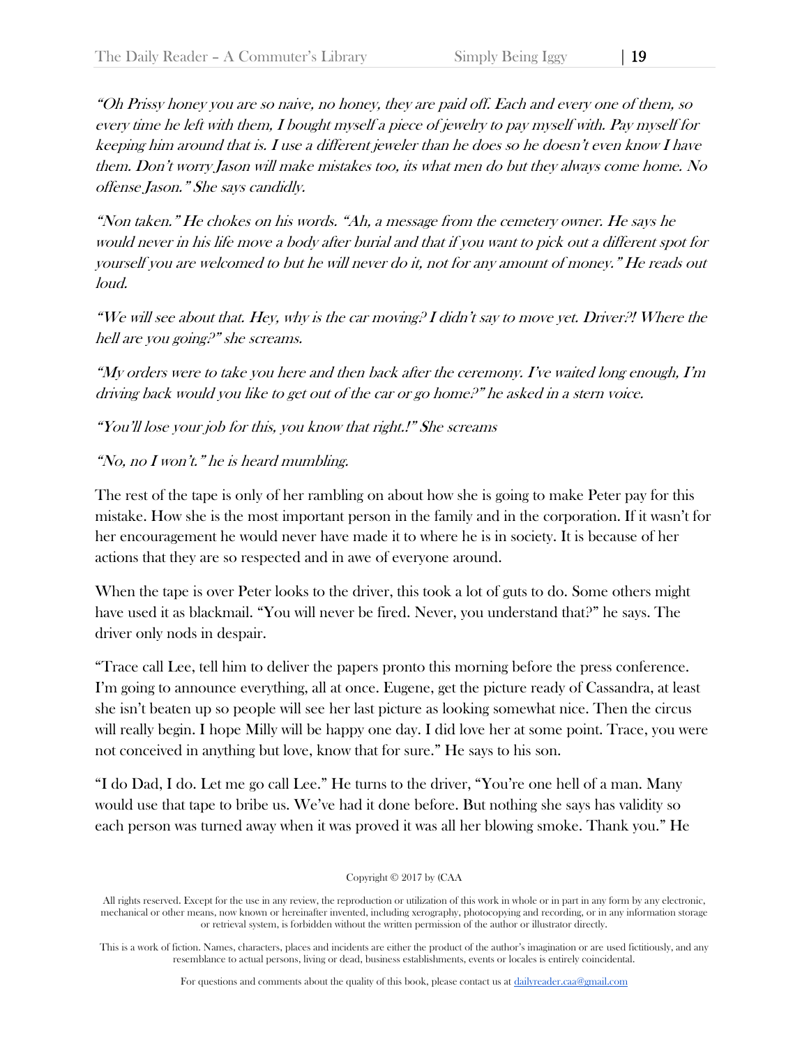*"Oh Prissy honey you are so naive, no honey, they are paid off. Each and every one of them, so every time he left with them, I bought myself a piece of jewelry to pay myself with. Pay myself for keeping him around that is. I use a different jeweler than he does so he doesn't even know I have them. Don't worry Jason will make mistakes too, its what men do but they always come home. No offense Jason." She says candidly.*

*"Non taken." He chokes on his words. "Ah, a message from the cemetery owner. He says he would never in his life move a body after burial and that if you want to pick out a different spot for yourself you are welcomed to but he will never do it, not for any amount of money." He reads out loud.*

*"We will see about that. Hey, why is the car moving? I didn't say to move yet. Driver?! Where the hell are you going?" she screams.*

*"My orders were to take you here and then back after the ceremony. I've waited long enough, I'm driving back would you like to get out of the car or go home?" he asked in a stern voice.*

*"You'll lose your job for this, you know that right.!" She screams*

*"No, no I won't." he is heard mumbling.*

The rest of the tape is only of her rambling on about how she is going to make Peter pay for this mistake. How she is the most important person in the family and in the corporation. If it wasn't for her encouragement he would never have made it to where he is in society. It is because of her actions that they are so respected and in awe of everyone around.

When the tape is over Peter looks to the driver, this took a lot of guts to do. Some others might have used it as blackmail. "You will never be fired. Never, you understand that?" he says. The driver only nods in despair.

"Trace call Lee, tell him to deliver the papers pronto this morning before the press conference. I'm going to announce everything, all at once. Eugene, get the picture ready of Cassandra, at least she isn't beaten up so people will see her last picture as looking somewhat nice. Then the circus will really begin. I hope Milly will be happy one day. I did love her at some point. Trace, you were not conceived in anything but love, know that for sure." He says to his son.

"I do Dad, I do. Let me go call Lee." He turns to the driver, "You're one hell of a man. Many would use that tape to bribe us. We've had it done before. But nothing she says has validity so each person was turned away when it was proved it was all her blowing smoke. Thank you." He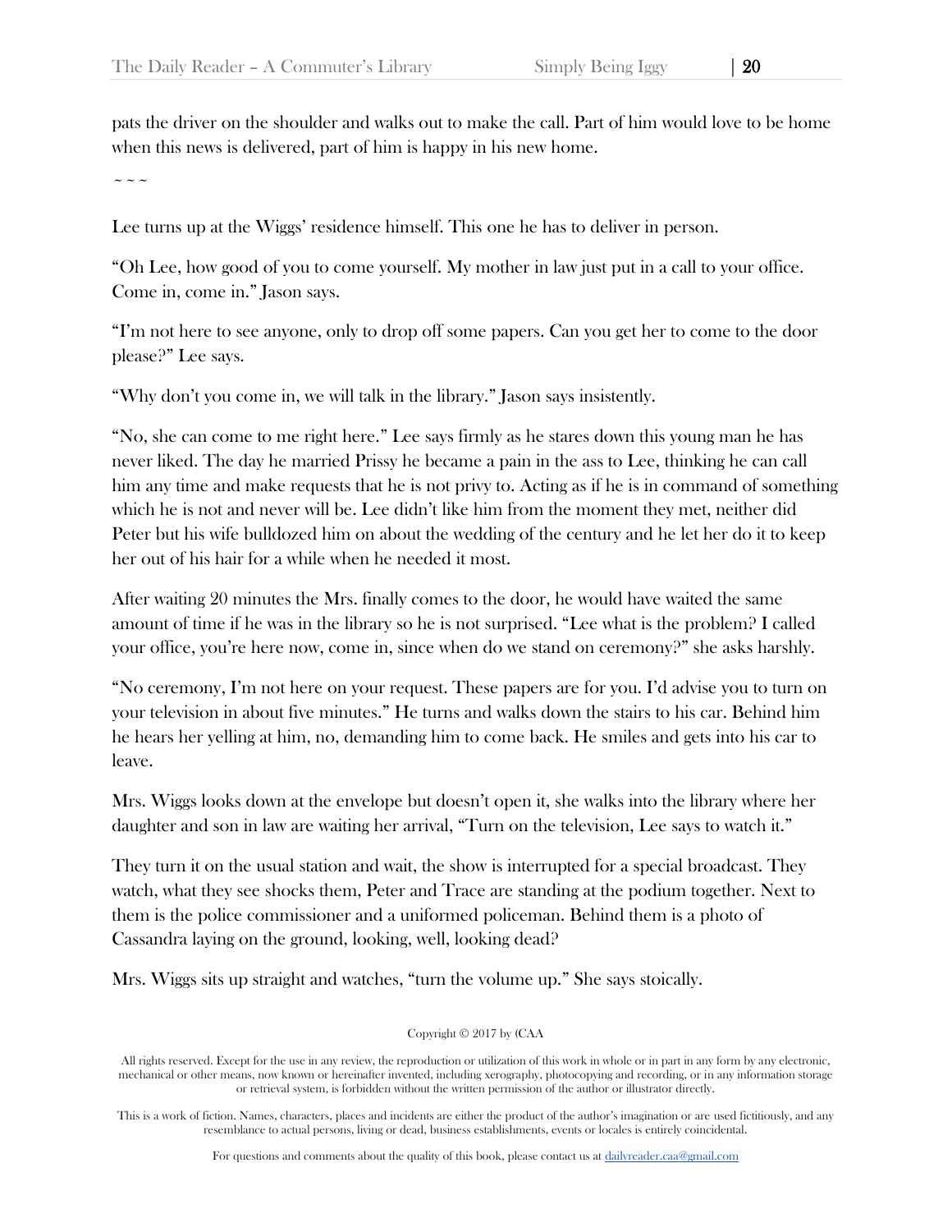pats the driver on the shoulder and walks out to make the call. Part of him would love to be home when this news is delivered, part of him is happy in his new home.

~ ~ ~

Lee turns up at the Wiggs' residence himself. This one he has to deliver in person.

"Oh Lee, how good of you to come yourself. My mother in law just put in a call to your office. Come in, come in." Jason says.

"I'm not here to see anyone, only to drop off some papers. Can you get her to come to the door please?" Lee says.

"Why don't you come in, we will talk in the library." Jason says insistently.

"No, she can come to me right here." Lee says firmly as he stares down this young man he has never liked. The day he married Prissy he became a pain in the ass to Lee, thinking he can call him any time and make requests that he is not privy to. Acting as if he is in command of something which he is not and never will be. Lee didn't like him from the moment they met, neither did Peter but his wife bulldozed him on about the wedding of the century and he let her do it to keep her out of his hair for a while when he needed it most.

After waiting 20 minutes the Mrs. finally comes to the door, he would have waited the same amount of time if he was in the library so he is not surprised. "Lee what is the problem? I called your office, you're here now, come in, since when do we stand on ceremony?" she asks harshly.

"No ceremony, I'm not here on your request. These papers are for you. I'd advise you to turn on your television in about five minutes." He turns and walks down the stairs to his car. Behind him he hears her yelling at him, no, demanding him to come back. He smiles and gets into his car to leave.

Mrs. Wiggs looks down at the envelope but doesn't open it, she walks into the library where her daughter and son in law are waiting her arrival, "Turn on the television, Lee says to watch it."

They turn it on the usual station and wait, the show is interrupted for a special broadcast. They watch, what they see shocks them, Peter and Trace are standing at the podium together. Next to them is the police commissioner and a uniformed policeman. Behind them is a photo of Cassandra laying on the ground, looking, well, looking dead?

Mrs. Wiggs sits up straight and watches, "turn the volume up." She says stoically.

Copyright © 2017 by (CAA

All rights reserved. Except for the use in any review, the reproduction or utilization of this work in whole or in part in any form by any electronic, mechanical or other means, now known or hereinafter invented, including xerography, photocopying and recording, or in any information storage or retrieval system, is forbidden without the written permission of the author or illustrator directly.

This is a work of fiction. Names, characters, places and incidents are either the product of the author's imagination or are used fictitiously, and any resemblance to actual persons, living or dead, business establishments, events or locales is entirely coincidental.

For questions and comments about the quality of this book, please contact us at dailyreader.caa@gmail.com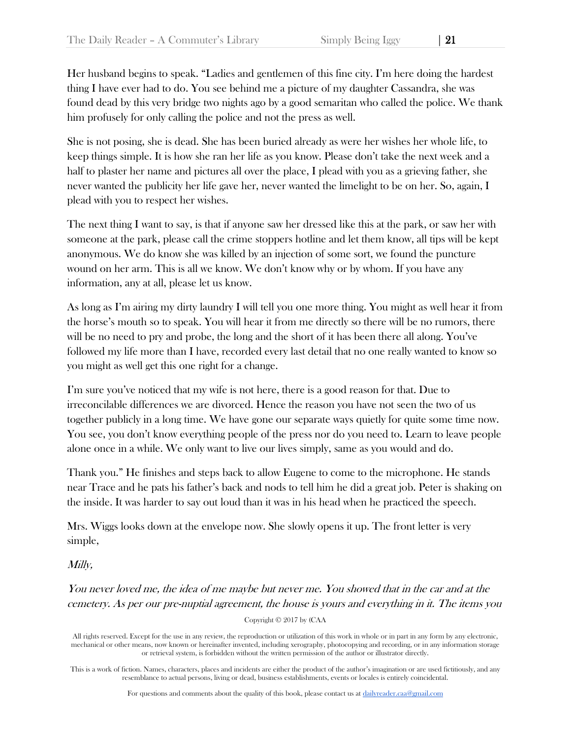Her husband begins to speak. "Ladies and gentlemen of this fine city. I'm here doing the hardest thing I have ever had to do. You see behind me a picture of my daughter Cassandra, she was found dead by this very bridge two nights ago by a good semaritan who called the police. We thank him profusely for only calling the police and not the press as well.

She is not posing, she is dead. She has been buried already as were her wishes her whole life, to keep things simple. It is how she ran her life as you know. Please don't take the next week and a half to plaster her name and pictures all over the place, I plead with you as a grieving father, she never wanted the publicity her life gave her, never wanted the limelight to be on her. So, again, I plead with you to respect her wishes.

The next thing I want to say, is that if anyone saw her dressed like this at the park, or saw her with someone at the park, please call the crime stoppers hotline and let them know, all tips will be kept anonymous. We do know she was killed by an injection of some sort, we found the puncture wound on her arm. This is all we know. We don't know why or by whom. If you have any information, any at all, please let us know.

As long as I'm airing my dirty laundry I will tell you one more thing. You might as well hear it from the horse's mouth so to speak. You will hear it from me directly so there will be no rumors, there will be no need to pry and probe, the long and the short of it has been there all along. You've followed my life more than I have, recorded every last detail that no one really wanted to know so you might as well get this one right for a change.

I'm sure you've noticed that my wife is not here, there is a good reason for that. Due to irreconcilable differences we are divorced. Hence the reason you have not seen the two of us together publicly in a long time. We have gone our separate ways quietly for quite some time now. You see, you don't know everything people of the press nor do you need to. Learn to leave people alone once in a while. We only want to live our lives simply, same as you would and do.

Thank you." He finishes and steps back to allow Eugene to come to the microphone. He stands near Trace and he pats his father's back and nods to tell him he did a great job. Peter is shaking on the inside. It was harder to say out loud than it was in his head when he practiced the speech.

Mrs. Wiggs looks down at the envelope now. She slowly opens it up. The front letter is very simple,

*Milly,*

*You never loved me, the idea of me maybe but never me. You showed that in the car and at the cemetery. As per our pre-nuptial agreement, the house is yours and everything in it. The items you*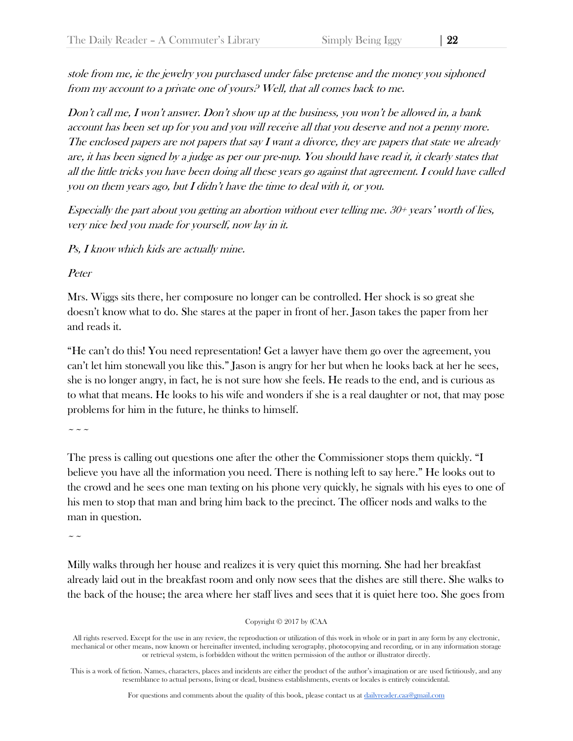*stole from me, ie the jewelry you purchased under false pretense and the money you siphoned from my account to a private one of yours? Well, that all comes back to me.*

*Don't call me, I won't answer. Don't show up at the business, you won't be allowed in, a bank account has been set up for you and you will receive all that you deserve and not a penny more. The enclosed papers are not papers that say I want a divorce, they are papers that state we already are, it has been signed by a judge as per our pre-nup. You should have read it, it clearly states that all the little tricks you have been doing all these years go against that agreement. I could have called you on them years ago, but I didn't have the time to deal with it, or you.*

*Especially the part about you getting an abortion without ever telling me. 30+ years' worth of lies, very nice bed you made for yourself, now lay in it.*

*Ps, I know which kids are actually mine.*

*Peter*

Mrs. Wiggs sits there, her composure no longer can be controlled. Her shock is so great she doesn't know what to do. She stares at the paper in front of her. Jason takes the paper from her and reads it.

"He can't do this! You need representation! Get a lawyer have them go over the agreement, you can't let him stonewall you like this." Jason is angry for her but when he looks back at her he sees, she is no longer angry, in fact, he is not sure how she feels. He reads to the end, and is curious as to what that means. He looks to his wife and wonders if she is a real daughter or not, that may pose problems for him in the future, he thinks to himself.

~ ~ ~

The press is calling out questions one after the other the Commissioner stops them quickly. "I believe you have all the information you need. There is nothing left to say here." He looks out to the crowd and he sees one man texting on his phone very quickly, he signals with his eyes to one of his men to stop that man and bring him back to the precinct. The officer nods and walks to the man in question.

~ ~

Milly walks through her house and realizes it is very quiet this morning. She had her breakfast already laid out in the breakfast room and only now sees that the dishes are still there. She walks to the back of the house; the area where her staff lives and sees that it is quiet here too. She goes from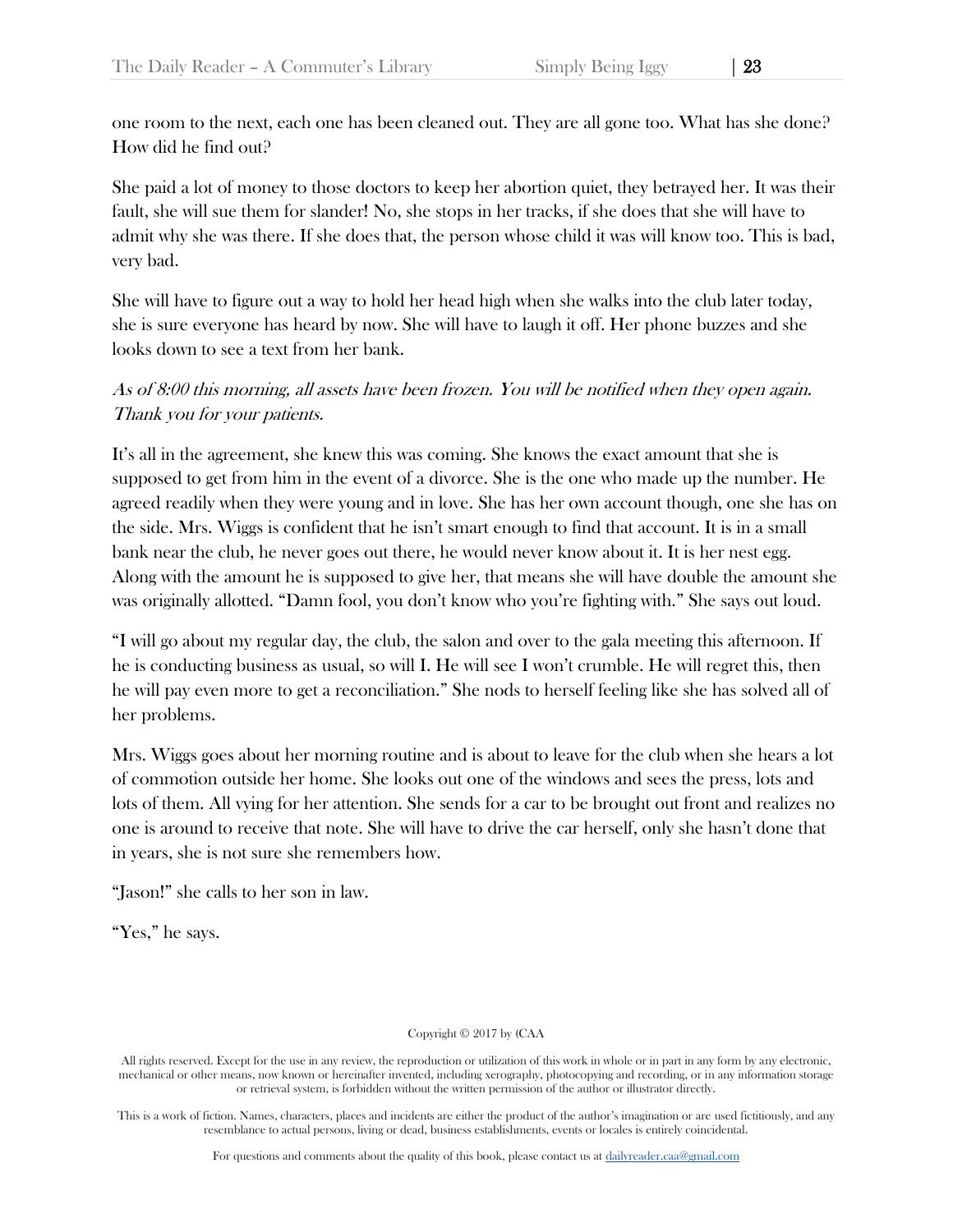one room to the next, each one has been cleaned out. They are all gone too. What has she done? How did he find out?

She paid a lot of money to those doctors to keep her abortion quiet, they betrayed her. It was their fault, she will sue them for slander! No, she stops in her tracks, if she does that she will have to admit why she was there. If she does that, the person whose child it was will know too. This is bad, very bad.

She will have to figure out a way to hold her head high when she walks into the club later today, she is sure everyone has heard by now. She will have to laugh it off. Her phone buzzes and she looks down to see a text from her bank.

*As of 8:00 this morning, all assets have been frozen. You will be notified when they open again. Thank you for your patients.*

It's all in the agreement, she knew this was coming. She knows the exact amount that she is supposed to get from him in the event of a divorce. She is the one who made up the number. He agreed readily when they were young and in love. She has her own account though, one she has on the side. Mrs. Wiggs is confident that he isn't smart enough to find that account. It is in a small bank near the club, he never goes out there, he would never know about it. It is her nest egg. Along with the amount he is supposed to give her, that means she will have double the amount she was originally allotted. "Damn fool, you don't know who you're fighting with." She says out loud.

"I will go about my regular day, the club, the salon and over to the gala meeting this afternoon. If he is conducting business as usual, so will I. He will see I won't crumble. He will regret this, then he will pay even more to get a reconciliation." She nods to herself feeling like she has solved all of her problems.

Mrs. Wiggs goes about her morning routine and is about to leave for the club when she hears a lot of commotion outside her home. She looks out one of the windows and sees the press, lots and lots of them. All vying for her attention. She sends for a car to be brought out front and realizes no one is around to receive that note. She will have to drive the car herself, only she hasn't done that in years, she is not sure she remembers how.

"Jason!" she calls to her son in law.

"Yes," he says.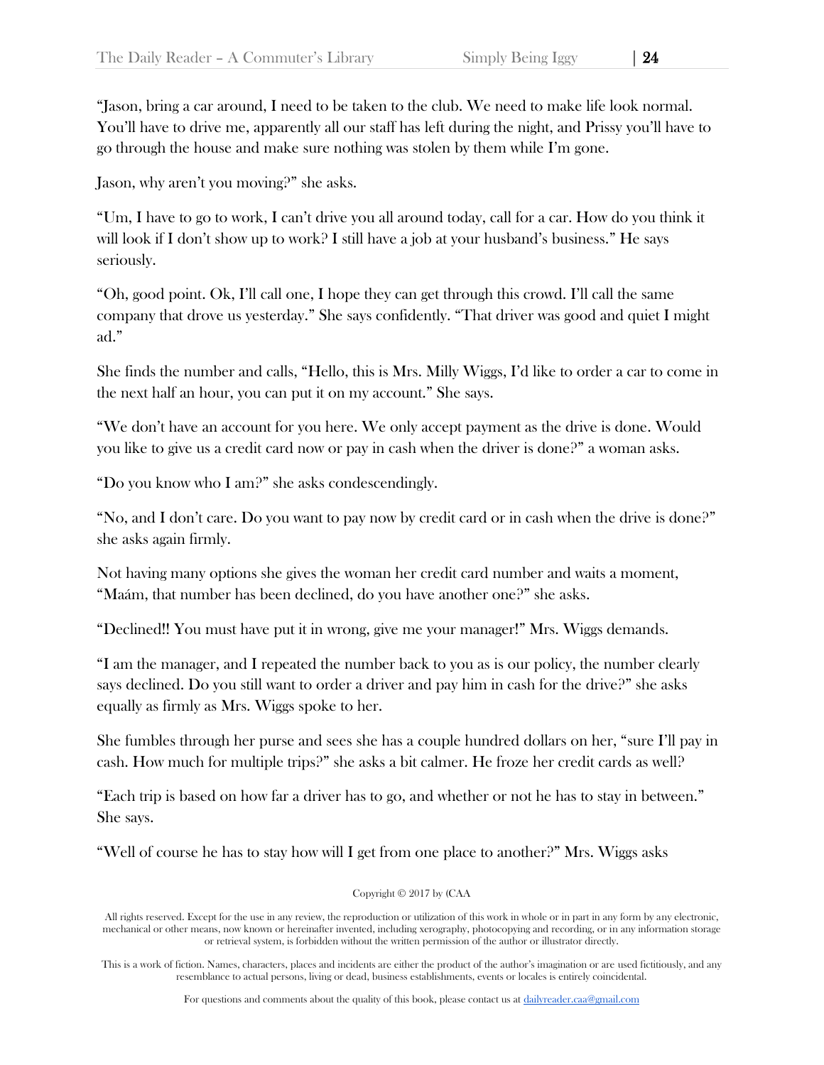"Jason, bring a car around, I need to be taken to the club. We need to make life look normal. You'll have to drive me, apparently all our staff has left during the night, and Prissy you'll have to go through the house and make sure nothing was stolen by them while I'm gone.

Jason, why aren't you moving?" she asks.

"Um, I have to go to work, I can't drive you all around today, call for a car. How do you think it will look if I don't show up to work? I still have a job at your husband's business." He says seriously.

"Oh, good point. Ok, I'll call one, I hope they can get through this crowd. I'll call the same company that drove us yesterday." She says confidently. "That driver was good and quiet I might ad."

She finds the number and calls, "Hello, this is Mrs. Milly Wiggs, I'd like to order a car to come in the next half an hour, you can put it on my account." She says.

"We don't have an account for you here. We only accept payment as the drive is done. Would you like to give us a credit card now or pay in cash when the driver is done?" a woman asks.

"Do you know who I am?" she asks condescendingly.

"No, and I don't care. Do you want to pay now by credit card or in cash when the drive is done?" she asks again firmly.

Not having many options she gives the woman her credit card number and waits a moment, "Maám, that number has been declined, do you have another one?" she asks.

"Declined!! You must have put it in wrong, give me your manager!" Mrs. Wiggs demands.

"I am the manager, and I repeated the number back to you as is our policy, the number clearly says declined. Do you still want to order a driver and pay him in cash for the drive?" she asks equally as firmly as Mrs. Wiggs spoke to her.

She fumbles through her purse and sees she has a couple hundred dollars on her, "sure I'll pay in cash. How much for multiple trips?" she asks a bit calmer. He froze her credit cards as well?

"Each trip is based on how far a driver has to go, and whether or not he has to stay in between." She says.

"Well of course he has to stay how will I get from one place to another?" Mrs. Wiggs asks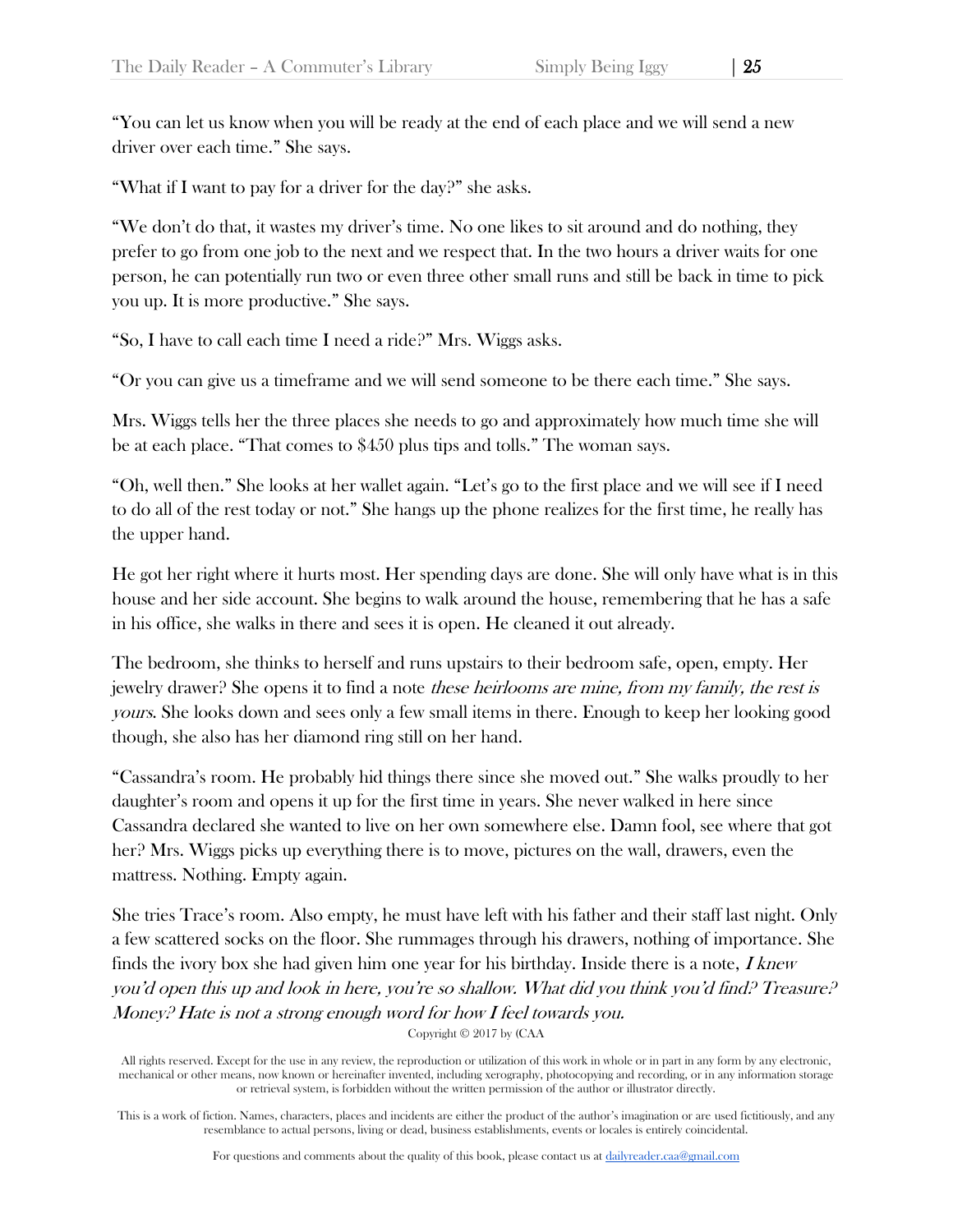"You can let us know when you will be ready at the end of each place and we will send a new driver over each time." She says.

"What if I want to pay for a driver for the day?" she asks.

"We don't do that, it wastes my driver's time. No one likes to sit around and do nothing, they prefer to go from one job to the next and we respect that. In the two hours a driver waits for one person, he can potentially run two or even three other small runs and still be back in time to pick you up. It is more productive." She says.

"So, I have to call each time I need a ride?" Mrs. Wiggs asks.

"Or you can give us a timeframe and we will send someone to be there each time." She says.

Mrs. Wiggs tells her the three places she needs to go and approximately how much time she will be at each place. "That comes to $450 plus tips and tolls." The woman says.

"Oh, well then." She looks at her wallet again. "Let's go to the first place and we will see if I need to do all of the rest today or not." She hangs up the phone realizes for the first time, he really has the upper hand.

He got her right where it hurts most. Her spending days are done. She will only have what is in this house and her side account. She begins to walk around the house, remembering that he has a safe in his office, she walks in there and sees it is open. He cleaned it out already.

The bedroom, she thinks to herself and runs upstairs to their bedroom safe, open, empty. Her jewelry drawer? She opens it to find a note *these heirlooms are mine, from my family, the rest is yours*. She looks down and sees only a few small items in there. Enough to keep her looking good though, she also has her diamond ring still on her hand.

"Cassandra's room. He probably hid things there since she moved out." She walks proudly to her daughter's room and opens it up for the first time in years. She never walked in here since Cassandra declared she wanted to live on her own somewhere else. Damn fool, see where that got her? Mrs. Wiggs picks up everything there is to move, pictures on the wall, drawers, even the mattress. Nothing. Empty again.

She tries Trace's room. Also empty, he must have left with his father and their staff last night. Only a few scattered socks on the floor. She rummages through his drawers, nothing of importance. She finds the ivory box she had given him one year for his birthday. Inside there is a note, *I knew you'd open this up and look in here, you're so shallow. What did you think you'd find? Treasure? Money? Hate is not a strong enough word for how I feel towards you.*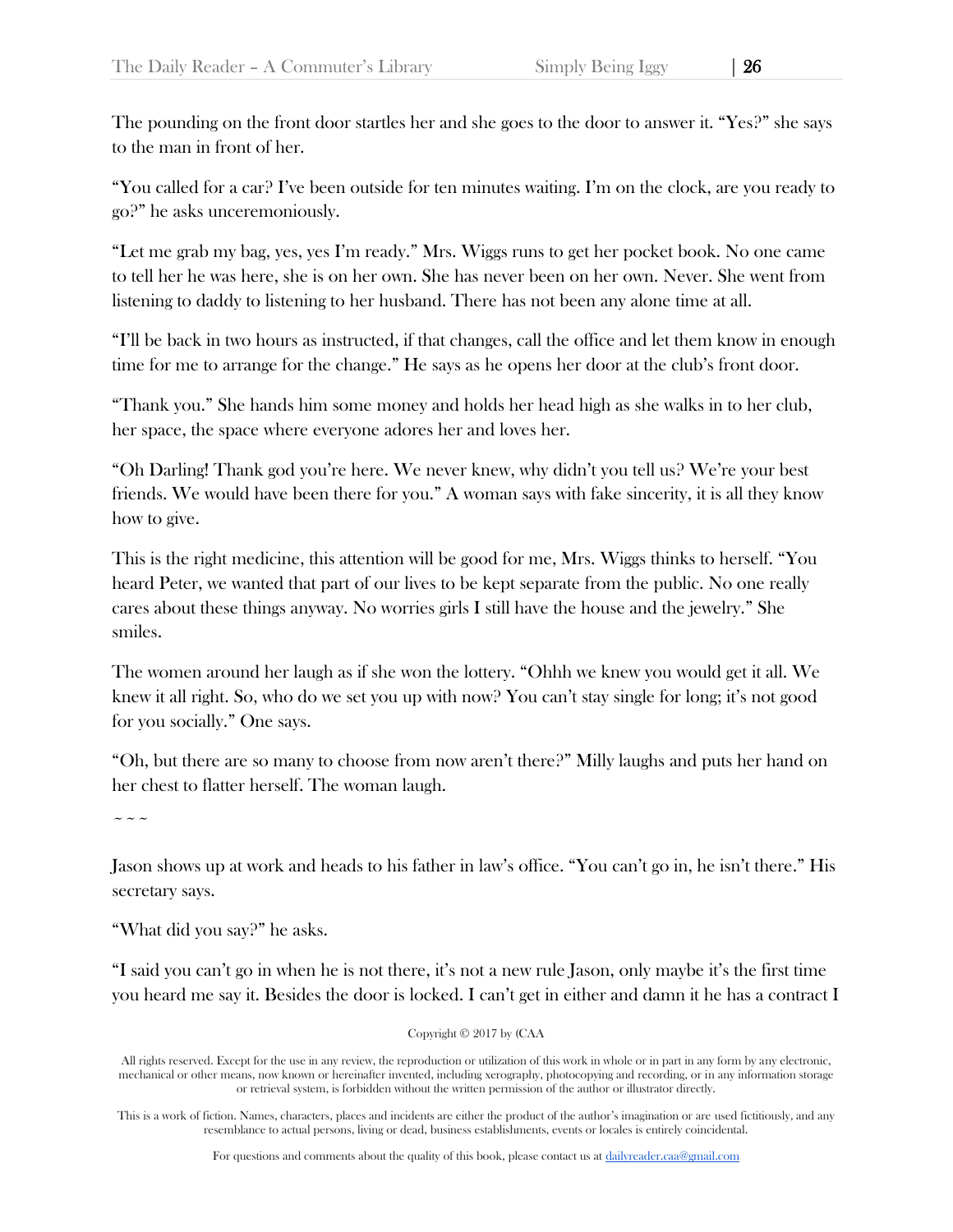The pounding on the front door startles her and she goes to the door to answer it. "Yes?" she says to the man in front of her.

"You called for a car? I've been outside for ten minutes waiting. I'm on the clock, are you ready to go?" he asks unceremoniously.

"Let me grab my bag, yes, yes I'm ready." Mrs. Wiggs runs to get her pocket book. No one came to tell her he was here, she is on her own. She has never been on her own. Never. She went from listening to daddy to listening to her husband. There has not been any alone time at all.

"I'll be back in two hours as instructed, if that changes, call the office and let them know in enough time for me to arrange for the change." He says as he opens her door at the club's front door.

"Thank you." She hands him some money and holds her head high as she walks in to her club, her space, the space where everyone adores her and loves her.

"Oh Darling! Thank god you're here. We never knew, why didn't you tell us? We're your best friends. We would have been there for you." A woman says with fake sincerity, it is all they know how to give.

This is the right medicine, this attention will be good for me, Mrs. Wiggs thinks to herself. "You heard Peter, we wanted that part of our lives to be kept separate from the public. No one really cares about these things anyway. No worries girls I still have the house and the jewelry." She smiles.

The women around her laugh as if she won the lottery. "Ohhh we knew you would get it all. We knew it all right. So, who do we set you up with now? You can't stay single for long; it's not good for you socially." One says.

"Oh, but there are so many to choose from now aren't there?" Milly laughs and puts her hand on her chest to flatter herself. The woman laugh.

~ ~ ~

Jason shows up at work and heads to his father in law's office. "You can't go in, he isn't there." His secretary says.

"What did you say?" he asks.

"I said you can't go in when he is not there, it's not a new rule Jason, only maybe it's the first time you heard me say it. Besides the door is locked. I can't get in either and damn it he has a contract I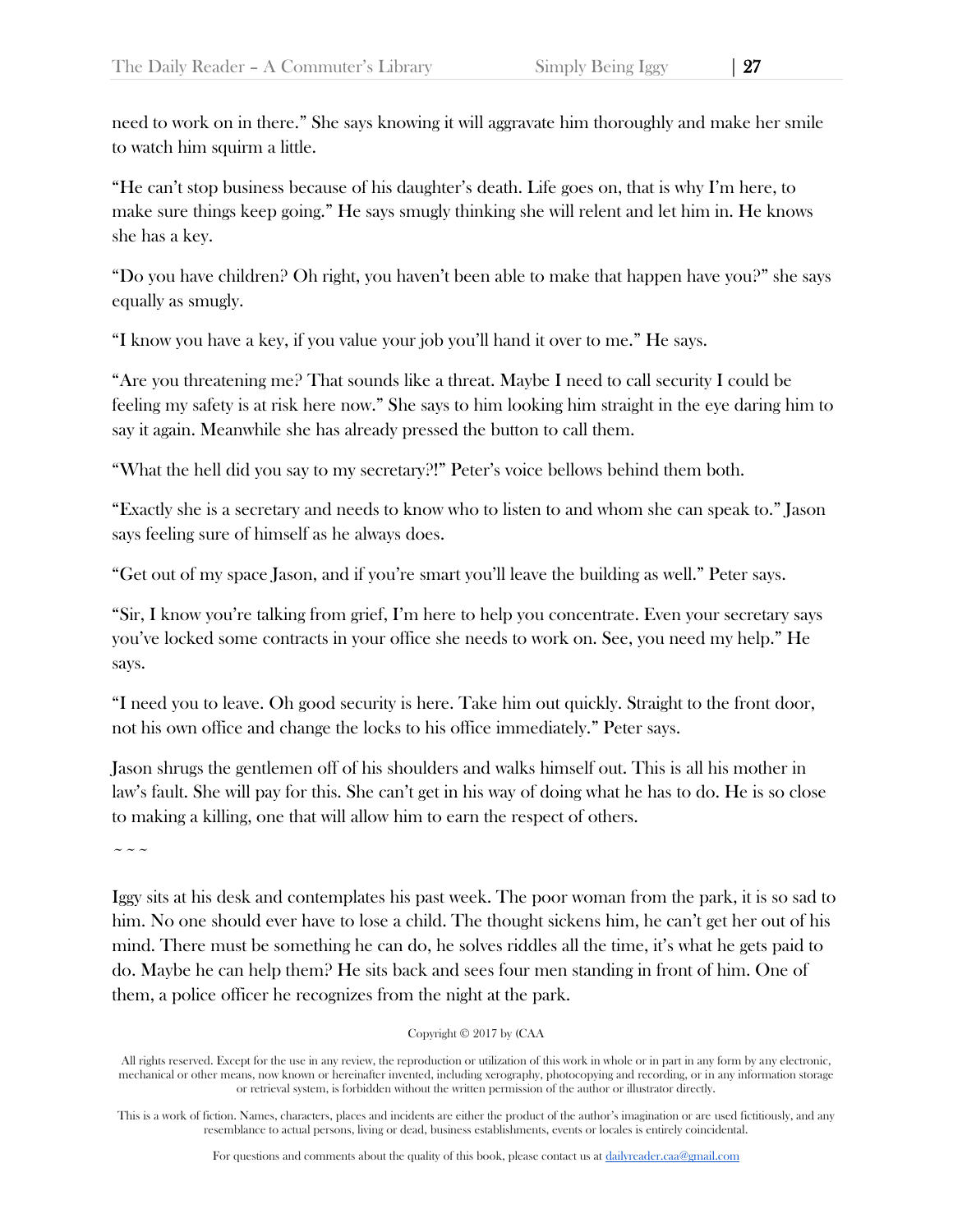need to work on in there." She says knowing it will aggravate him thoroughly and make her smile to watch him squirm a little.

"He can't stop business because of his daughter's death. Life goes on, that is why I'm here, to make sure things keep going." He says smugly thinking she will relent and let him in. He knows she has a key.

"Do you have children? Oh right, you haven't been able to make that happen have you?" she says equally as smugly.

"I know you have a key, if you value your job you'll hand it over to me." He says.

"Are you threatening me? That sounds like a threat. Maybe I need to call security I could be feeling my safety is at risk here now." She says to him looking him straight in the eye daring him to say it again. Meanwhile she has already pressed the button to call them.

"What the hell did you say to my secretary?!" Peter's voice bellows behind them both.

"Exactly she is a secretary and needs to know who to listen to and whom she can speak to." Jason says feeling sure of himself as he always does.

"Get out of my space Jason, and if you're smart you'll leave the building as well." Peter says.

"Sir, I know you're talking from grief, I'm here to help you concentrate. Even your secretary says you've locked some contracts in your office she needs to work on. See, you need my help." He says.

"I need you to leave. Oh good security is here. Take him out quickly. Straight to the front door, not his own office and change the locks to his office immediately." Peter says.

Jason shrugs the gentlemen off of his shoulders and walks himself out. This is all his mother in law's fault. She will pay for this. She can't get in his way of doing what he has to do. He is so close to making a killing, one that will allow him to earn the respect of others.

~ ~ ~

Iggy sits at his desk and contemplates his past week. The poor woman from the park, it is so sad to him. No one should ever have to lose a child. The thought sickens him, he can't get her out of his mind. There must be something he can do, he solves riddles all the time, it's what he gets paid to do. Maybe he can help them? He sits back and sees four men standing in front of him. One of them, a police officer he recognizes from the night at the park.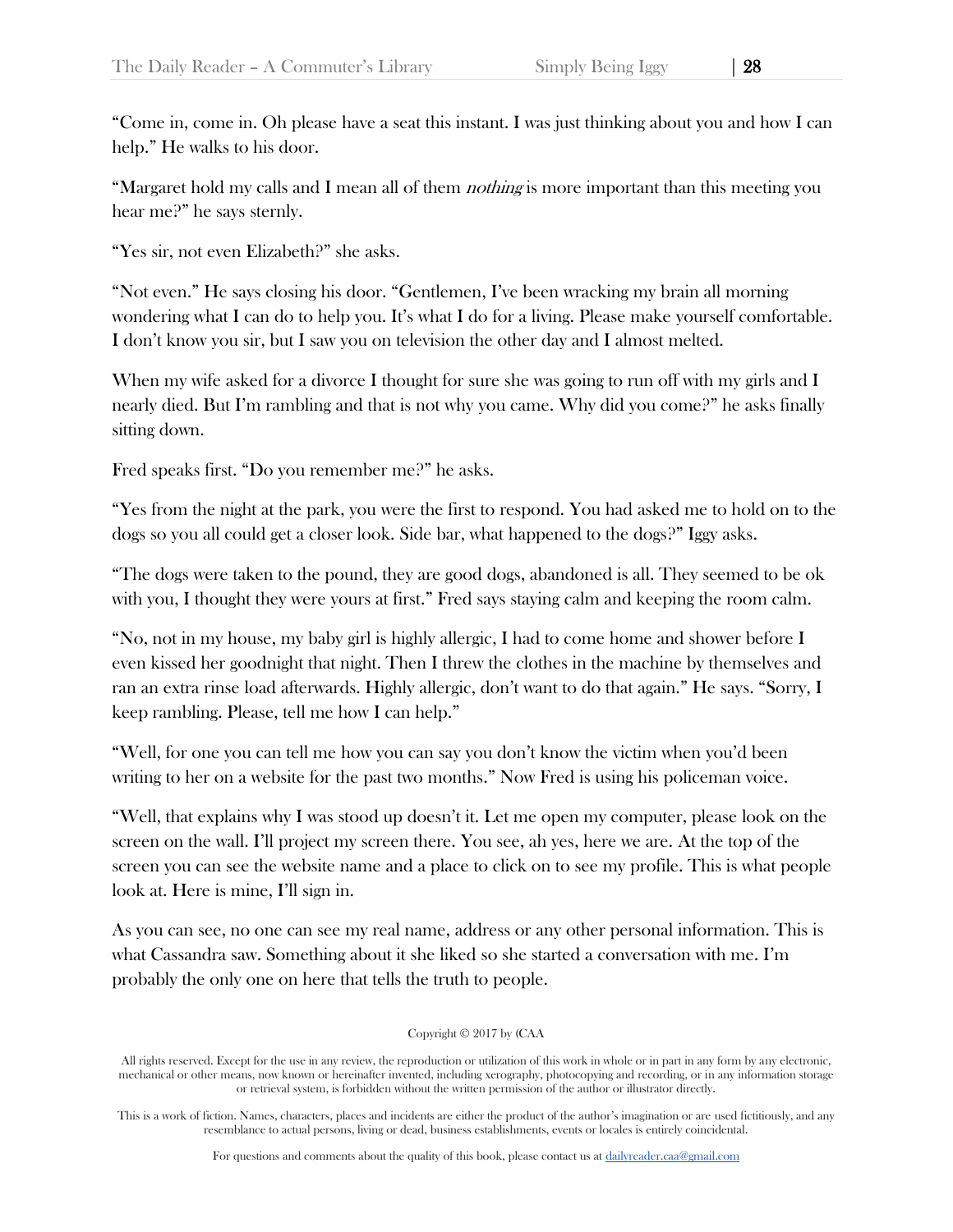"Come in, come in. Oh please have a seat this instant. I was just thinking about you and how I can help." He walks to his door.

"Margaret hold my calls and I mean all of them *nothing* is more important than this meeting you hear me?" he says sternly.

"Yes sir, not even Elizabeth?" she asks.

"Not even." He says closing his door. "Gentlemen, I've been wracking my brain all morning wondering what I can do to help you. It's what I do for a living. Please make yourself comfortable. I don't know you sir, but I saw you on television the other day and I almost melted.

When my wife asked for a divorce I thought for sure she was going to run off with my girls and I nearly died. But I'm rambling and that is not why you came. Why did you come?" he asks finally sitting down.

Fred speaks first. "Do you remember me?" he asks.

"Yes from the night at the park, you were the first to respond. You had asked me to hold on to the dogs so you all could get a closer look. Side bar, what happened to the dogs?" Iggy asks.

"The dogs were taken to the pound, they are good dogs, abandoned is all. They seemed to be ok with you, I thought they were yours at first." Fred says staying calm and keeping the room calm.

"No, not in my house, my baby girl is highly allergic, I had to come home and shower before I even kissed her goodnight that night. Then I threw the clothes in the machine by themselves and ran an extra rinse load afterwards. Highly allergic, don't want to do that again." He says. "Sorry, I keep rambling. Please, tell me how I can help."

"Well, for one you can tell me how you can say you don't know the victim when you'd been writing to her on a website for the past two months." Now Fred is using his policeman voice.

"Well, that explains why I was stood up doesn't it. Let me open my computer, please look on the screen on the wall. I'll project my screen there. You see, ah yes, here we are. At the top of the screen you can see the website name and a place to click on to see my profile. This is what people look at. Here is mine, I'll sign in.

As you can see, no one can see my real name, address or any other personal information. This is what Cassandra saw. Something about it she liked so she started a conversation with me. I'm probably the only one on here that tells the truth to people.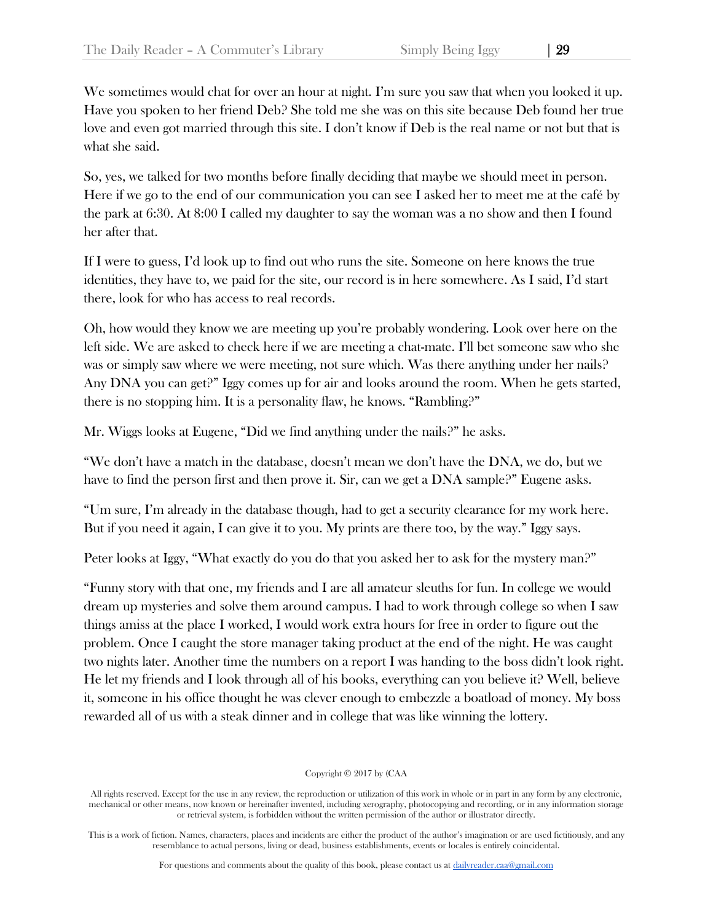We sometimes would chat for over an hour at night. I'm sure you saw that when you looked it up. Have you spoken to her friend Deb? She told me she was on this site because Deb found her true love and even got married through this site. I don't know if Deb is the real name or not but that is what she said.

So, yes, we talked for two months before finally deciding that maybe we should meet in person. Here if we go to the end of our communication you can see I asked her to meet me at the café by the park at 6:30. At 8:00 I called my daughter to say the woman was a no show and then I found her after that.

If I were to guess, I'd look up to find out who runs the site. Someone on here knows the true identities, they have to, we paid for the site, our record is in here somewhere. As I said, I'd start there, look for who has access to real records.

Oh, how would they know we are meeting up you're probably wondering. Look over here on the left side. We are asked to check here if we are meeting a chat-mate. I'll bet someone saw who she was or simply saw where we were meeting, not sure which. Was there anything under her nails? Any DNA you can get?" Iggy comes up for air and looks around the room. When he gets started, there is no stopping him. It is a personality flaw, he knows. "Rambling?"

Mr. Wiggs looks at Eugene, "Did we find anything under the nails?" he asks.

"We don't have a match in the database, doesn't mean we don't have the DNA, we do, but we have to find the person first and then prove it. Sir, can we get a DNA sample?" Eugene asks.

"Um sure, I'm already in the database though, had to get a security clearance for my work here. But if you need it again, I can give it to you. My prints are there too, by the way." Iggy says.

Peter looks at Iggy, "What exactly do you do that you asked her to ask for the mystery man?"

"Funny story with that one, my friends and I are all amateur sleuths for fun. In college we would dream up mysteries and solve them around campus. I had to work through college so when I saw things amiss at the place I worked, I would work extra hours for free in order to figure out the problem. Once I caught the store manager taking product at the end of the night. He was caught two nights later. Another time the numbers on a report I was handing to the boss didn't look right. He let my friends and I look through all of his books, everything can you believe it? Well, believe it, someone in his office thought he was clever enough to embezzle a boatload of money. My boss rewarded all of us with a steak dinner and in college that was like winning the lottery.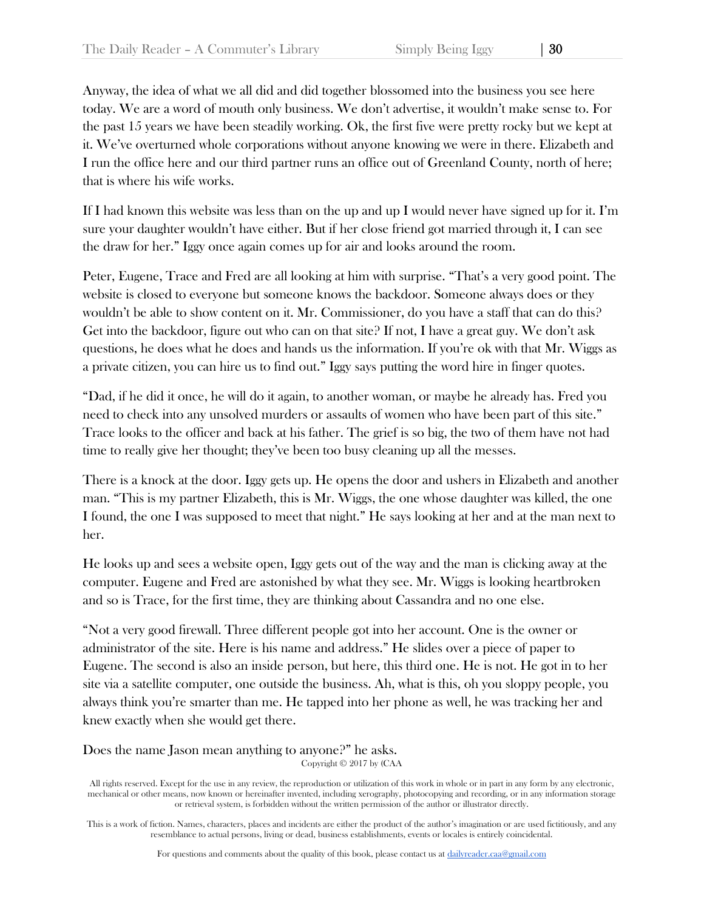Anyway, the idea of what we all did and did together blossomed into the business you see here today. We are a word of mouth only business. We don't advertise, it wouldn't make sense to. For the past 15 years we have been steadily working. Ok, the first five were pretty rocky but we kept at it. We've overturned whole corporations without anyone knowing we were in there. Elizabeth and I run the office here and our third partner runs an office out of Greenland County, north of here; that is where his wife works.

If I had known this website was less than on the up and up I would never have signed up for it. I'm sure your daughter wouldn't have either. But if her close friend got married through it, I can see the draw for her." Iggy once again comes up for air and looks around the room.

Peter, Eugene, Trace and Fred are all looking at him with surprise. "That's a very good point. The website is closed to everyone but someone knows the backdoor. Someone always does or they wouldn't be able to show content on it. Mr. Commissioner, do you have a staff that can do this? Get into the backdoor, figure out who can on that site? If not, I have a great guy. We don't ask questions, he does what he does and hands us the information. If you're ok with that Mr. Wiggs as a private citizen, you can hire us to find out." Iggy says putting the word hire in finger quotes.

"Dad, if he did it once, he will do it again, to another woman, or maybe he already has. Fred you need to check into any unsolved murders or assaults of women who have been part of this site." Trace looks to the officer and back at his father. The grief is so big, the two of them have not had time to really give her thought; they've been too busy cleaning up all the messes.

There is a knock at the door. Iggy gets up. He opens the door and ushers in Elizabeth and another man. "This is my partner Elizabeth, this is Mr. Wiggs, the one whose daughter was killed, the one I found, the one I was supposed to meet that night." He says looking at her and at the man next to her.

He looks up and sees a website open, Iggy gets out of the way and the man is clicking away at the computer. Eugene and Fred are astonished by what they see. Mr. Wiggs is looking heartbroken and so is Trace, for the first time, they are thinking about Cassandra and no one else.

"Not a very good firewall. Three different people got into her account. One is the owner or administrator of the site. Here is his name and address." He slides over a piece of paper to Eugene. The second is also an inside person, but here, this third one. He is not. He got in to her site via a satellite computer, one outside the business. Ah, what is this, oh you sloppy people, you always think you're smarter than me. He tapped into her phone as well, he was tracking her and knew exactly when she would get there.

Does the name Jason mean anything to anyone?" he asks.

Copyright © 2017 by (CAA

All rights reserved. Except for the use in any review, the reproduction or utilization of this work in whole or in part in any form by any electronic, mechanical or other means, now known or hereinafter invented, including xerography, photocopying and recording, or in any information storage or retrieval system, is forbidden without the written permission of the author or illustrator directly.

This is a work of fiction. Names, characters, places and incidents are either the product of the author's imagination or are used fictitiously, and any resemblance to actual persons, living or dead, business establishments, events or locales is entirely coincidental.

For questions and comments about the quality of this book, please contact us at dailyreader.caa@gmail.com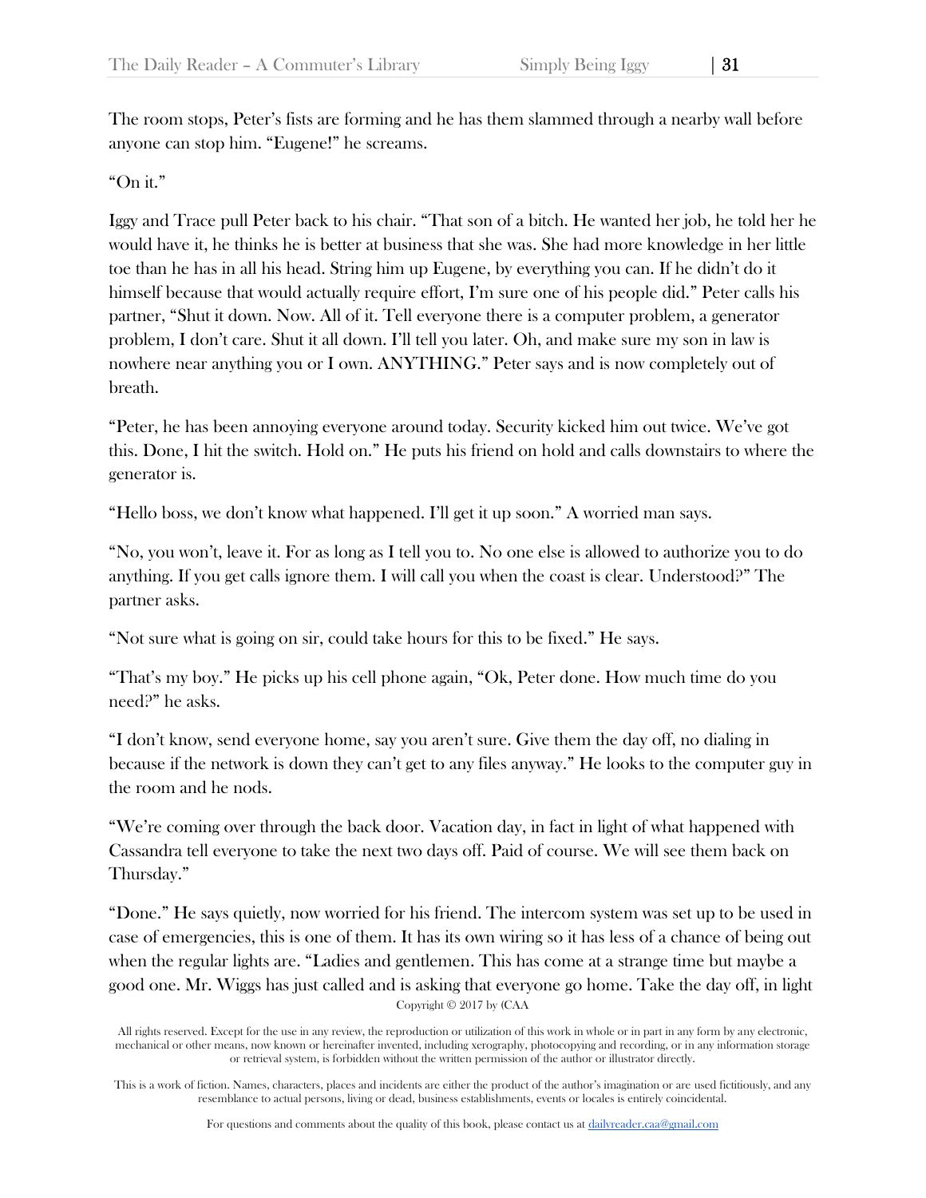The room stops, Peter's fists are forming and he has them slammed through a nearby wall before anyone can stop him. "Eugene!" he screams.

"On it."

Iggy and Trace pull Peter back to his chair. "That son of a bitch. He wanted her job, he told her he would have it, he thinks he is better at business that she was. She had more knowledge in her little toe than he has in all his head. String him up Eugene, by everything you can. If he didn't do it himself because that would actually require effort, I'm sure one of his people did." Peter calls his partner, "Shut it down. Now. All of it. Tell everyone there is a computer problem, a generator problem, I don't care. Shut it all down. I'll tell you later. Oh, and make sure my son in law is nowhere near anything you or I own. ANYTHING." Peter says and is now completely out of breath.

"Peter, he has been annoying everyone around today. Security kicked him out twice. We've got this. Done, I hit the switch. Hold on." He puts his friend on hold and calls downstairs to where the generator is.

"Hello boss, we don't know what happened. I'll get it up soon." A worried man says.

"No, you won't, leave it. For as long as I tell you to. No one else is allowed to authorize you to do anything. If you get calls ignore them. I will call you when the coast is clear. Understood?" The partner asks.

"Not sure what is going on sir, could take hours for this to be fixed." He says.

"That's my boy." He picks up his cell phone again, "Ok, Peter done. How much time do you need?" he asks.

"I don't know, send everyone home, say you aren't sure. Give them the day off, no dialing in because if the network is down they can't get to any files anyway." He looks to the computer guy in the room and he nods.

"We're coming over through the back door. Vacation day, in fact in light of what happened with Cassandra tell everyone to take the next two days off. Paid of course. We will see them back on Thursday."

"Done." He says quietly, now worried for his friend. The intercom system was set up to be used in case of emergencies, this is one of them. It has its own wiring so it has less of a chance of being out when the regular lights are. "Ladies and gentlemen. This has come at a strange time but maybe a good one. Mr. Wiggs has just called and is asking that everyone go home. Take the day off, in light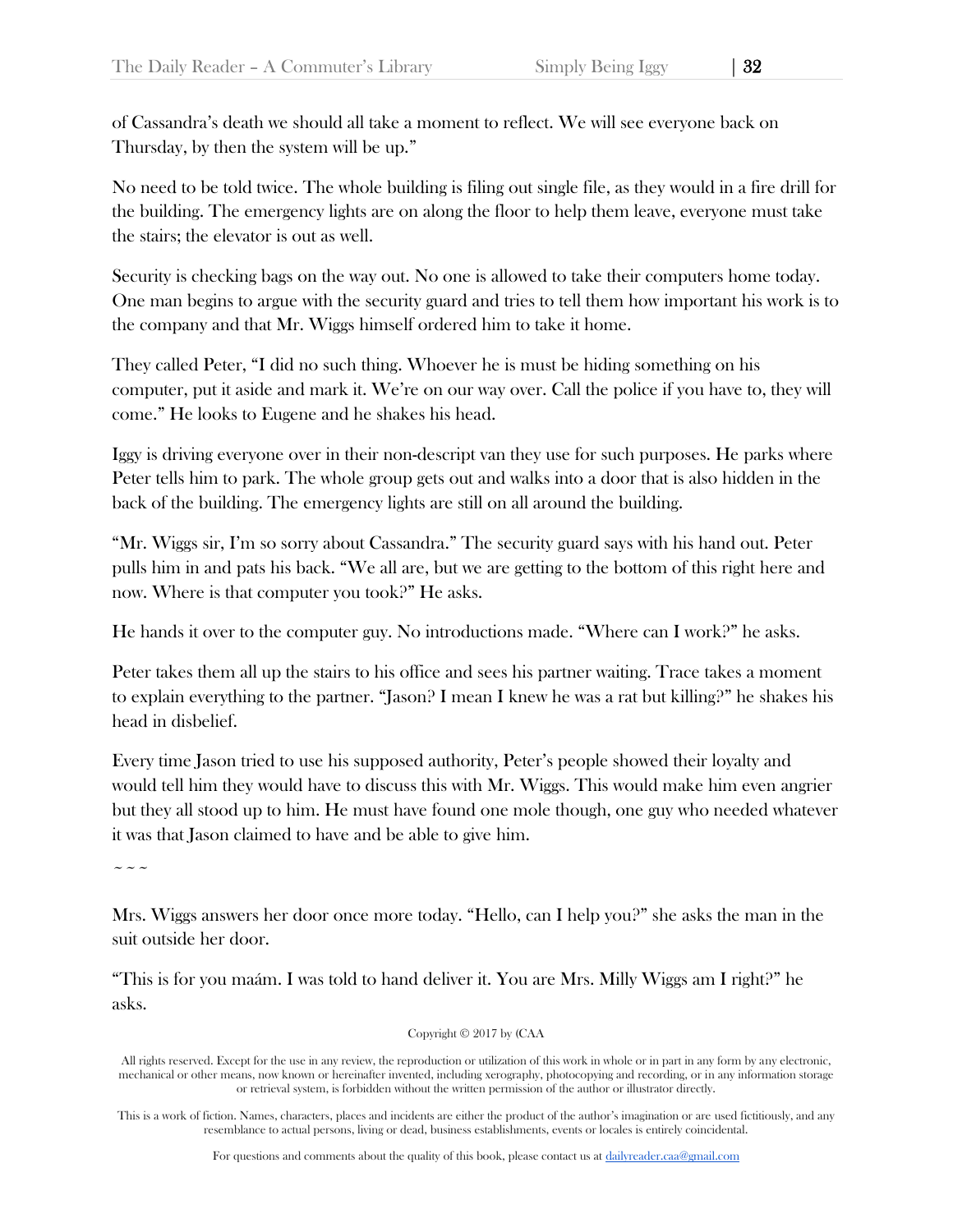of Cassandra's death we should all take a moment to reflect. We will see everyone back on Thursday, by then the system will be up."

No need to be told twice. The whole building is filing out single file, as they would in a fire drill for the building. The emergency lights are on along the floor to help them leave, everyone must take the stairs; the elevator is out as well.

Security is checking bags on the way out. No one is allowed to take their computers home today. One man begins to argue with the security guard and tries to tell them how important his work is to the company and that Mr. Wiggs himself ordered him to take it home.

They called Peter, "I did no such thing. Whoever he is must be hiding something on his computer, put it aside and mark it. We're on our way over. Call the police if you have to, they will come." He looks to Eugene and he shakes his head.

Iggy is driving everyone over in their non-descript van they use for such purposes. He parks where Peter tells him to park. The whole group gets out and walks into a door that is also hidden in the back of the building. The emergency lights are still on all around the building.

"Mr. Wiggs sir, I'm so sorry about Cassandra." The security guard says with his hand out. Peter pulls him in and pats his back. "We all are, but we are getting to the bottom of this right here and now. Where is that computer you took?" He asks.

He hands it over to the computer guy. No introductions made. "Where can I work?" he asks.

Peter takes them all up the stairs to his office and sees his partner waiting. Trace takes a moment to explain everything to the partner. "Jason? I mean I knew he was a rat but killing?" he shakes his head in disbelief.

Every time Jason tried to use his supposed authority, Peter's people showed their loyalty and would tell him they would have to discuss this with Mr. Wiggs. This would make him even angrier but they all stood up to him. He must have found one mole though, one guy who needed whatever it was that Jason claimed to have and be able to give him.

~ ~ ~

Mrs. Wiggs answers her door once more today. "Hello, can I help you?" she asks the man in the suit outside her door.

"This is for you maám. I was told to hand deliver it. You are Mrs. Milly Wiggs am I right?" he asks.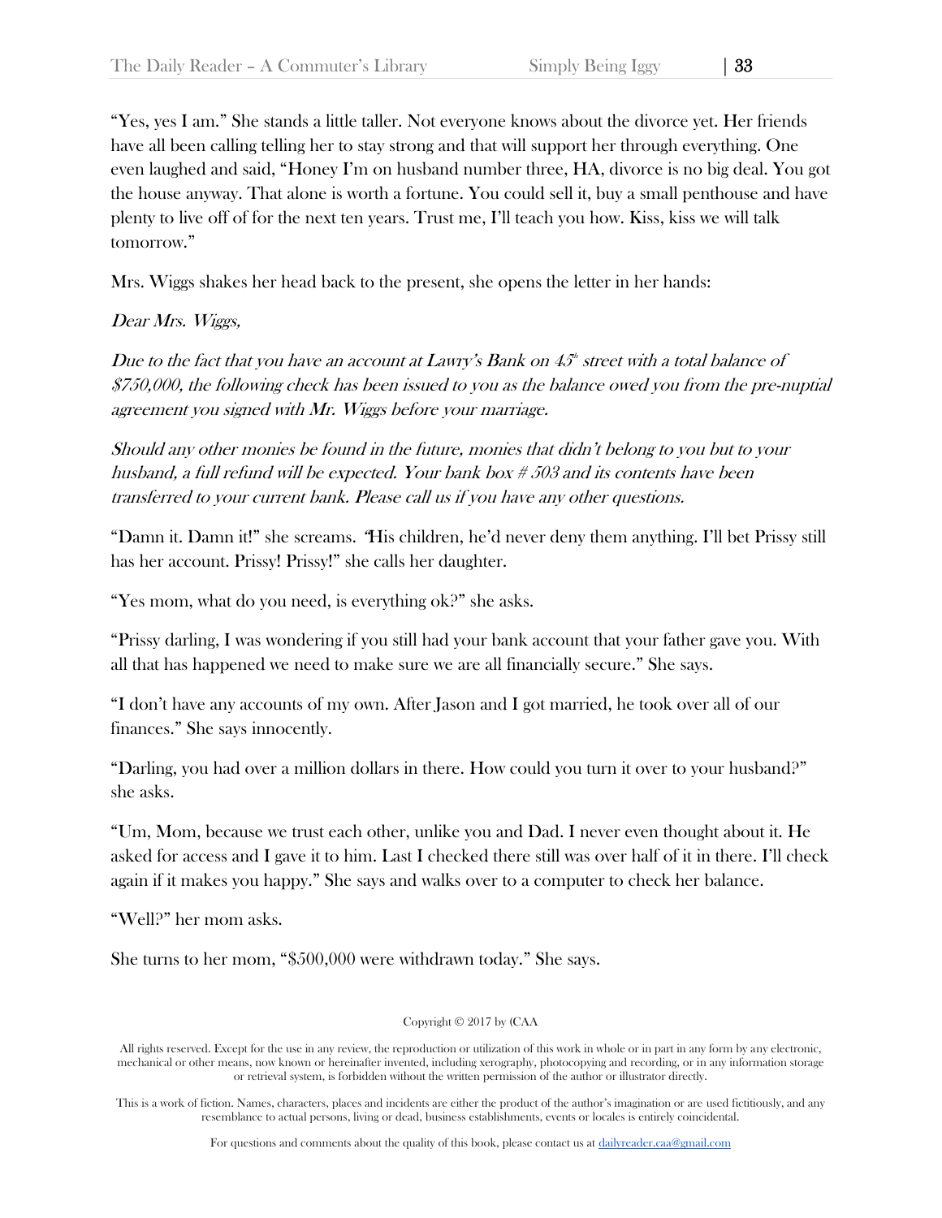"Yes, yes I am." She stands a little taller. Not everyone knows about the divorce yet. Her friends have all been calling telling her to stay strong and that will support her through everything. One even laughed and said, "Honey I'm on husband number three, HA, divorce is no big deal. You got the house anyway. That alone is worth a fortune. You could sell it, buy a small penthouse and have plenty to live off of for the next ten years. Trust me, I'll teach you how. Kiss, kiss we will talk tomorrow."

Mrs. Wiggs shakes her head back to the present, she opens the letter in her hands:

*Dear Mrs. Wiggs,*

*Due to the fact that you have an account at Lawry's Bank on 45th street with a total balance of $750,000, the following check has been issued to you as the balance owed you from the pre-nuptial agreement you signed with Mr. Wiggs before your marriage.*

*Should any other monies be found in the future, monies that didn't belong to you but to your husband, a full refund will be expected. Your bank box # 503 and its contents have been transferred to your current bank. Please call us if you have any other questions.*

"Damn it. Damn it!" she screams. "His children, he'd never deny them anything. I'll bet Prissy still has her account. Prissy! Prissy!" she calls her daughter.

"Yes mom, what do you need, is everything ok?" she asks.

"Prissy darling, I was wondering if you still had your bank account that your father gave you. With all that has happened we need to make sure we are all financially secure." She says.

"I don't have any accounts of my own. After Jason and I got married, he took over all of our finances." She says innocently.

"Darling, you had over a million dollars in there. How could you turn it over to your husband?" she asks.

"Um, Mom, because we trust each other, unlike you and Dad. I never even thought about it. He asked for access and I gave it to him. Last I checked there still was over half of it in there. I'll check again if it makes you happy." She says and walks over to a computer to check her balance.

"Well?" her mom asks.

She turns to her mom, "$500,000 were withdrawn today." She says.

Copyright © 2017 by (CAA

All rights reserved. Except for the use in any review, the reproduction or utilization of this work in whole or in part in any form by any electronic, mechanical or other means, now known or hereinafter invented, including xerography, photocopying and recording, or in any information storage or retrieval system, is forbidden without the written permission of the author or illustrator directly.

This is a work of fiction. Names, characters, places and incidents are either the product of the author's imagination or are used fictitiously, and any resemblance to actual persons, living or dead, business establishments, events or locales is entirely coincidental.

For questions and comments about the quality of this book, please contact us at dailyreader.caa@gmail.com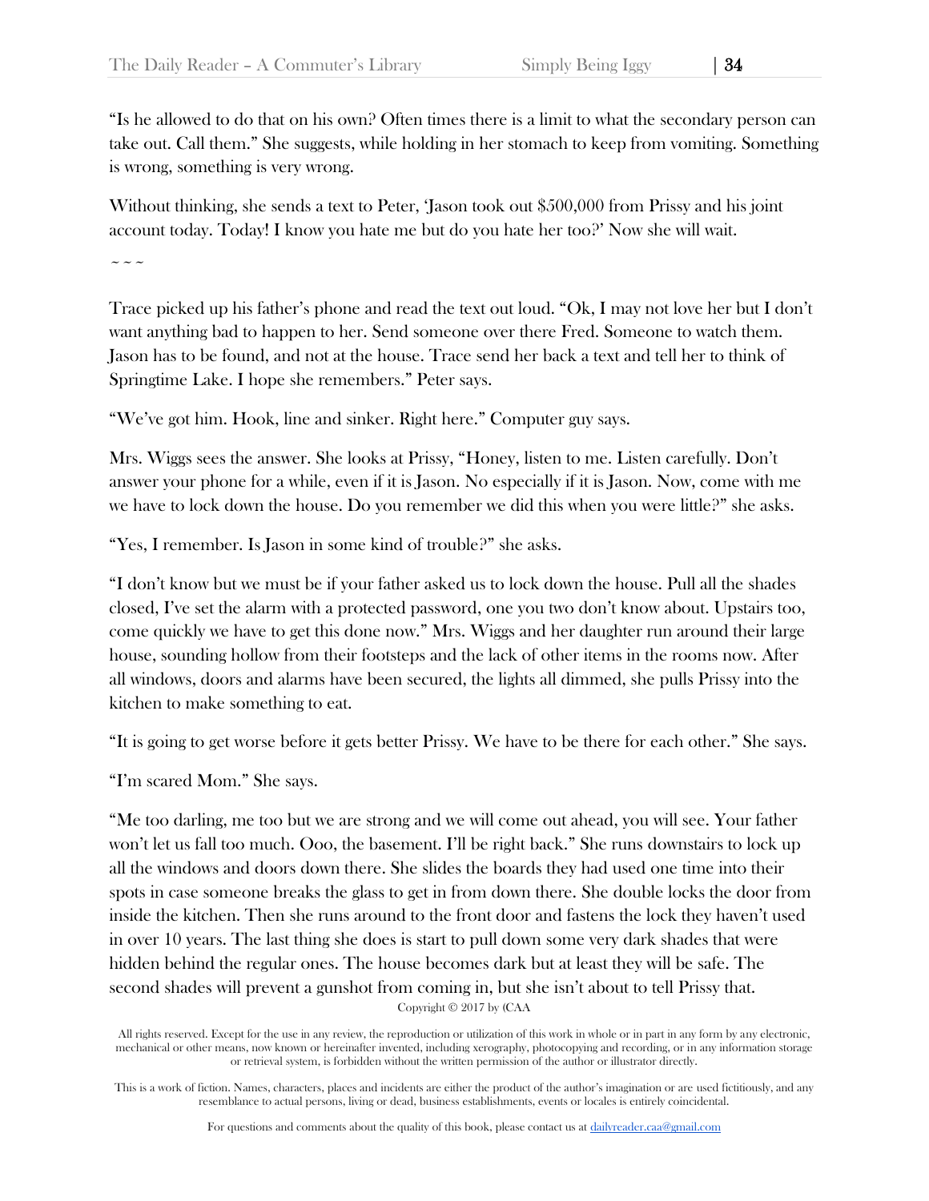"Is he allowed to do that on his own? Often times there is a limit to what the secondary person can take out. Call them." She suggests, while holding in her stomach to keep from vomiting. Something is wrong, something is very wrong.

Without thinking, she sends a text to Peter, 'Jason took out $500,000 from Prissy and his joint account today. Today! I know you hate me but do you hate her too?' Now she will wait.

~ ~ ~

Trace picked up his father's phone and read the text out loud. "Ok, I may not love her but I don't want anything bad to happen to her. Send someone over there Fred. Someone to watch them. Jason has to be found, and not at the house. Trace send her back a text and tell her to think of Springtime Lake. I hope she remembers." Peter says.

"We've got him. Hook, line and sinker. Right here." Computer guy says.

Mrs. Wiggs sees the answer. She looks at Prissy, "Honey, listen to me. Listen carefully. Don't answer your phone for a while, even if it is Jason. No especially if it is Jason. Now, come with me we have to lock down the house. Do you remember we did this when you were little?" she asks.

"Yes, I remember. Is Jason in some kind of trouble?" she asks.

"I don't know but we must be if your father asked us to lock down the house. Pull all the shades closed, I've set the alarm with a protected password, one you two don't know about. Upstairs too, come quickly we have to get this done now." Mrs. Wiggs and her daughter run around their large house, sounding hollow from their footsteps and the lack of other items in the rooms now. After all windows, doors and alarms have been secured, the lights all dimmed, she pulls Prissy into the kitchen to make something to eat.

"It is going to get worse before it gets better Prissy. We have to be there for each other." She says.

"I'm scared Mom." She says.

"Me too darling, me too but we are strong and we will come out ahead, you will see. Your father won't let us fall too much. Ooo, the basement. I'll be right back." She runs downstairs to lock up all the windows and doors down there. She slides the boards they had used one time into their spots in case someone breaks the glass to get in from down there. She double locks the door from inside the kitchen. Then she runs around to the front door and fastens the lock they haven't used in over 10 years. The last thing she does is start to pull down some very dark shades that were hidden behind the regular ones. The house becomes dark but at least they will be safe. The second shades will prevent a gunshot from coming in, but she isn't about to tell Prissy that.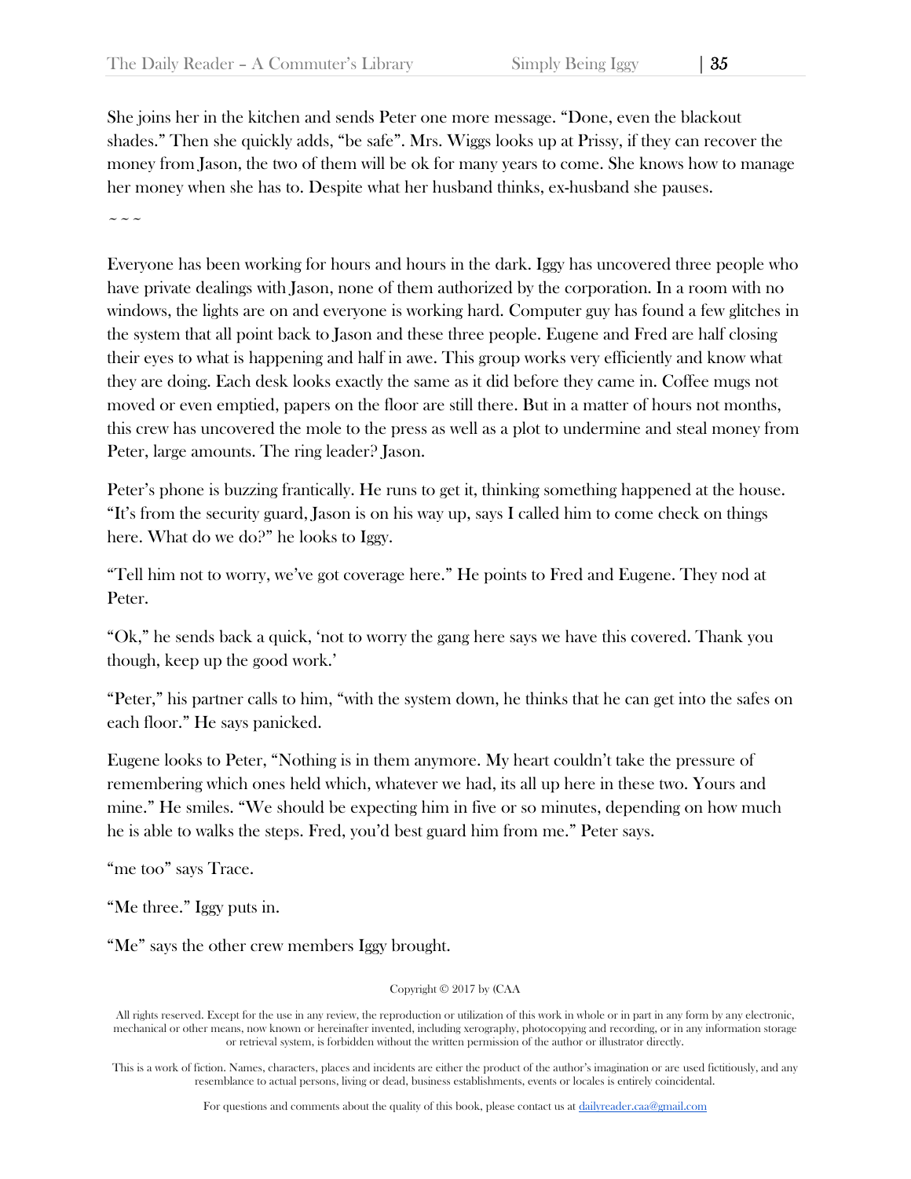She joins her in the kitchen and sends Peter one more message. "Done, even the blackout shades." Then she quickly adds, "be safe". Mrs. Wiggs looks up at Prissy, if they can recover the money from Jason, the two of them will be ok for many years to come. She knows how to manage her money when she has to. Despite what her husband thinks, ex-husband she pauses.

~ ~ ~

Everyone has been working for hours and hours in the dark. Iggy has uncovered three people who have private dealings with Jason, none of them authorized by the corporation. In a room with no windows, the lights are on and everyone is working hard. Computer guy has found a few glitches in the system that all point back to Jason and these three people. Eugene and Fred are half closing their eyes to what is happening and half in awe. This group works very efficiently and know what they are doing. Each desk looks exactly the same as it did before they came in. Coffee mugs not moved or even emptied, papers on the floor are still there. But in a matter of hours not months, this crew has uncovered the mole to the press as well as a plot to undermine and steal money from Peter, large amounts. The ring leader? Jason.

Peter's phone is buzzing frantically. He runs to get it, thinking something happened at the house. "It's from the security guard, Jason is on his way up, says I called him to come check on things here. What do we do?" he looks to Iggy.

"Tell him not to worry, we've got coverage here." He points to Fred and Eugene. They nod at Peter.

"Ok," he sends back a quick, 'not to worry the gang here says we have this covered. Thank you though, keep up the good work.'

"Peter," his partner calls to him, "with the system down, he thinks that he can get into the safes on each floor." He says panicked.

Eugene looks to Peter, "Nothing is in them anymore. My heart couldn't take the pressure of remembering which ones held which, whatever we had, its all up here in these two. Yours and mine." He smiles. "We should be expecting him in five or so minutes, depending on how much he is able to walks the steps. Fred, you'd best guard him from me." Peter says.

"me too" says Trace.

"Me three." Iggy puts in.

"Me" says the other crew members Iggy brought.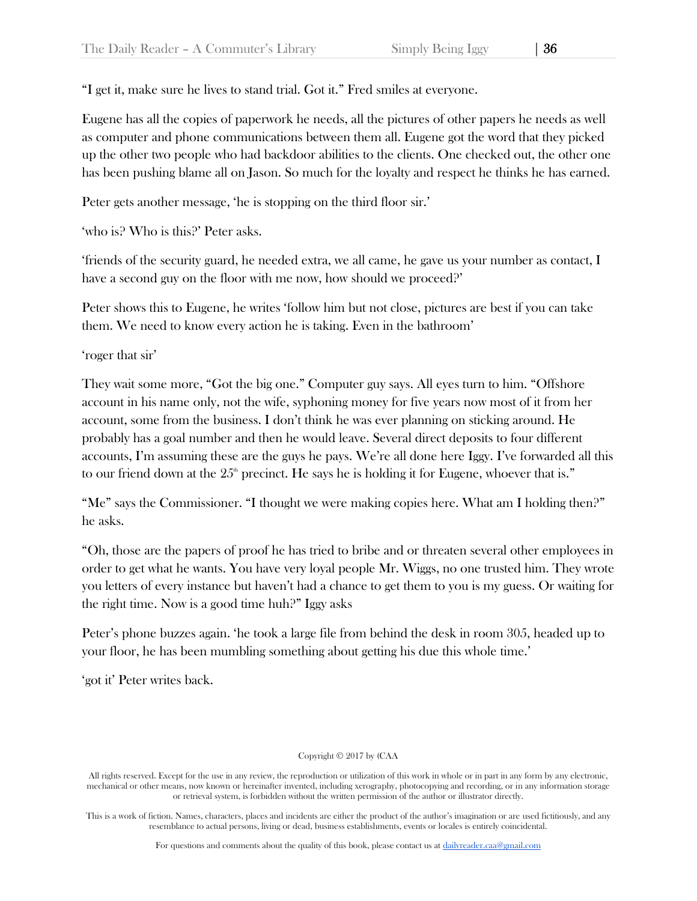"I get it, make sure he lives to stand trial. Got it." Fred smiles at everyone.

Eugene has all the copies of paperwork he needs, all the pictures of other papers he needs as well as computer and phone communications between them all. Eugene got the word that they picked up the other two people who had backdoor abilities to the clients. One checked out, the other one has been pushing blame all on Jason. So much for the loyalty and respect he thinks he has earned.

Peter gets another message, 'he is stopping on the third floor sir.'

'who is? Who is this?' Peter asks.

'friends of the security guard, he needed extra, we all came, he gave us your number as contact, I have a second guy on the floor with me now, how should we proceed?'

Peter shows this to Eugene, he writes 'follow him but not close, pictures are best if you can take them. We need to know every action he is taking. Even in the bathroom'

'roger that sir'

They wait some more, "Got the big one." Computer guy says. All eyes turn to him. "Offshore account in his name only, not the wife, syphoning money for five years now most of it from her account, some from the business. I don't think he was ever planning on sticking around. He probably has a goal number and then he would leave. Several direct deposits to four different accounts, I'm assuming these are the guys he pays. We're all done here Iggy. I've forwarded all this to our friend down at the 25th precinct. He says he is holding it for Eugene, whoever that is."

"Me" says the Commissioner. "I thought we were making copies here. What am I holding then?" he asks.

"Oh, those are the papers of proof he has tried to bribe and or threaten several other employees in order to get what he wants. You have very loyal people Mr. Wiggs, no one trusted him. They wrote you letters of every instance but haven't had a chance to get them to you is my guess. Or waiting for the right time. Now is a good time huh?" Iggy asks

Peter's phone buzzes again. 'he took a large file from behind the desk in room 305, headed up to your floor, he has been mumbling something about getting his due this whole time.'

'got it' Peter writes back.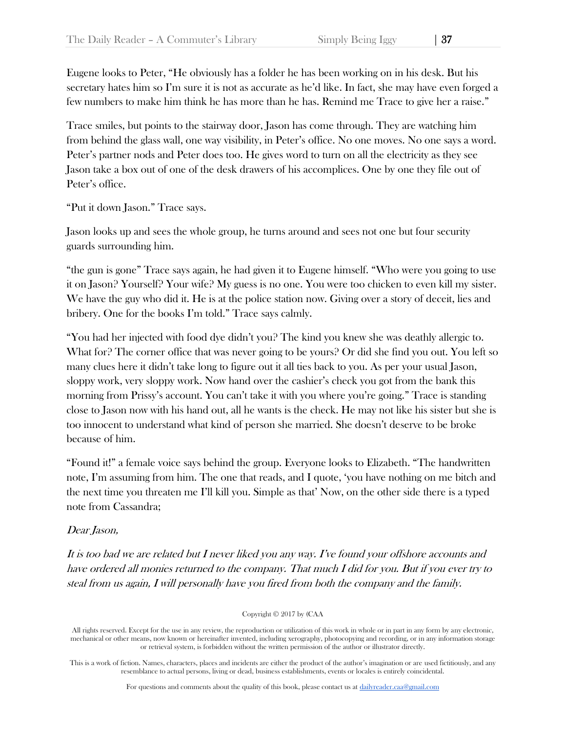Eugene looks to Peter, "He obviously has a folder he has been working on in his desk. But his secretary hates him so I'm sure it is not as accurate as he'd like. In fact, she may have even forged a few numbers to make him think he has more than he has. Remind me Trace to give her a raise."

Trace smiles, but points to the stairway door, Jason has come through. They are watching him from behind the glass wall, one way visibility, in Peter's office. No one moves. No one says a word. Peter's partner nods and Peter does too. He gives word to turn on all the electricity as they see Jason take a box out of one of the desk drawers of his accomplices. One by one they file out of Peter's office.

"Put it down Jason." Trace says.

Jason looks up and sees the whole group, he turns around and sees not one but four security guards surrounding him.

"the gun is gone" Trace says again, he had given it to Eugene himself. "Who were you going to use it on Jason? Yourself? Your wife? My guess is no one. You were too chicken to even kill my sister. We have the guy who did it. He is at the police station now. Giving over a story of deceit, lies and bribery. One for the books I'm told." Trace says calmly.

"You had her injected with food dye didn't you? The kind you knew she was deathly allergic to. What for? The corner office that was never going to be yours? Or did she find you out. You left so many clues here it didn't take long to figure out it all ties back to you. As per your usual Jason, sloppy work, very sloppy work. Now hand over the cashier's check you got from the bank this morning from Prissy's account. You can't take it with you where you're going." Trace is standing close to Jason now with his hand out, all he wants is the check. He may not like his sister but she is too innocent to understand what kind of person she married. She doesn't deserve to be broke because of him.

"Found it!" a female voice says behind the group. Everyone looks to Elizabeth. "The handwritten note, I'm assuming from him. The one that reads, and I quote, 'you have nothing on me bitch and the next time you threaten me I'll kill you. Simple as that' Now, on the other side there is a typed note from Cassandra;

*Dear Jason,*

*It is too bad we are related but I never liked you any way. I've found your offshore accounts and have ordered all monies returned to the company. That much I did for you. But if you ever try to steal from us again, I will personally have you fired from both the company and the family.*

Copyright © 2017 by (CAA

All rights reserved. Except for the use in any review, the reproduction or utilization of this work in whole or in part in any form by any electronic, mechanical or other means, now known or hereinafter invented, including xerography, photocopying and recording, or in any information storage or retrieval system, is forbidden without the written permission of the author or illustrator directly.

This is a work of fiction. Names, characters, places and incidents are either the product of the author's imagination or are used fictitiously, and any resemblance to actual persons, living or dead, business establishments, events or locales is entirely coincidental.

For questions and comments about the quality of this book, please contact us at dailyreader.caa@gmail.com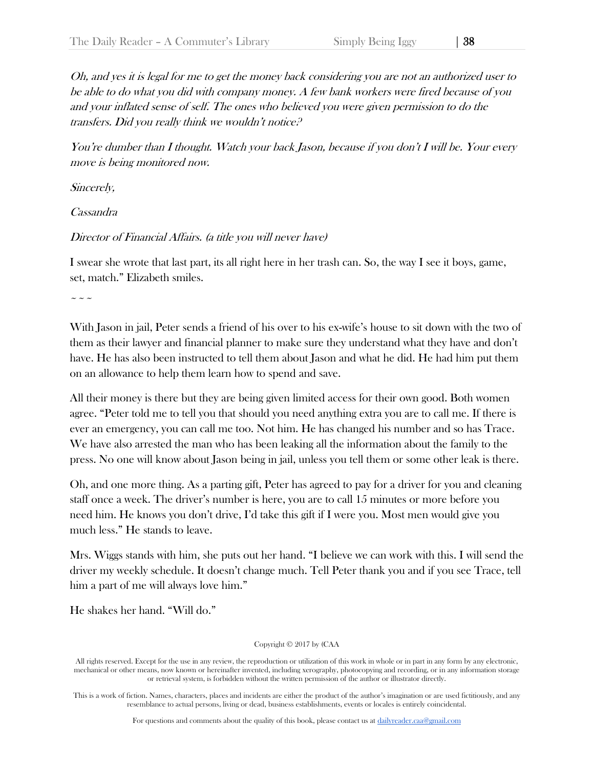*Oh, and yes it is legal for me to get the money back considering you are not an authorized user to be able to do what you did with company money. A few bank workers were fired because of you and your inflated sense of self. The ones who believed you were given permission to do the transfers. Did you really think we wouldn't notice?*

*You're dumber than I thought. Watch your back Jason, because if you don't I will be. Your every move is being monitored now.*

*Sincerely,*

*Cassandra*

*Director of Financial Affairs. (a title you will never have)*

I swear she wrote that last part, its all right here in her trash can. So, the way I see it boys, game, set, match." Elizabeth smiles.

~ ~ ~

With Jason in jail, Peter sends a friend of his over to his ex-wife's house to sit down with the two of them as their lawyer and financial planner to make sure they understand what they have and don't have. He has also been instructed to tell them about Jason and what he did. He had him put them on an allowance to help them learn how to spend and save.

All their money is there but they are being given limited access for their own good. Both women agree. "Peter told me to tell you that should you need anything extra you are to call me. If there is ever an emergency, you can call me too. Not him. He has changed his number and so has Trace. We have also arrested the man who has been leaking all the information about the family to the press. No one will know about Jason being in jail, unless you tell them or some other leak is there.

Oh, and one more thing. As a parting gift, Peter has agreed to pay for a driver for you and cleaning staff once a week. The driver's number is here, you are to call 15 minutes or more before you need him. He knows you don't drive, I'd take this gift if I were you. Most men would give you much less." He stands to leave.

Mrs. Wiggs stands with him, she puts out her hand. "I believe we can work with this. I will send the driver my weekly schedule. It doesn't change much. Tell Peter thank you and if you see Trace, tell him a part of me will always love him."

He shakes her hand. "Will do."

Copyright © 2017 by (CAA

All rights reserved. Except for the use in any review, the reproduction or utilization of this work in whole or in part in any form by any electronic, mechanical or other means, now known or hereinafter invented, including xerography, photocopying and recording, or in any information storage or retrieval system, is forbidden without the written permission of the author or illustrator directly.

This is a work of fiction. Names, characters, places and incidents are either the product of the author's imagination or are used fictitiously, and any resemblance to actual persons, living or dead, business establishments, events or locales is entirely coincidental.

For questions and comments about the quality of this book, please contact us at dailyreader.caa@gmail.com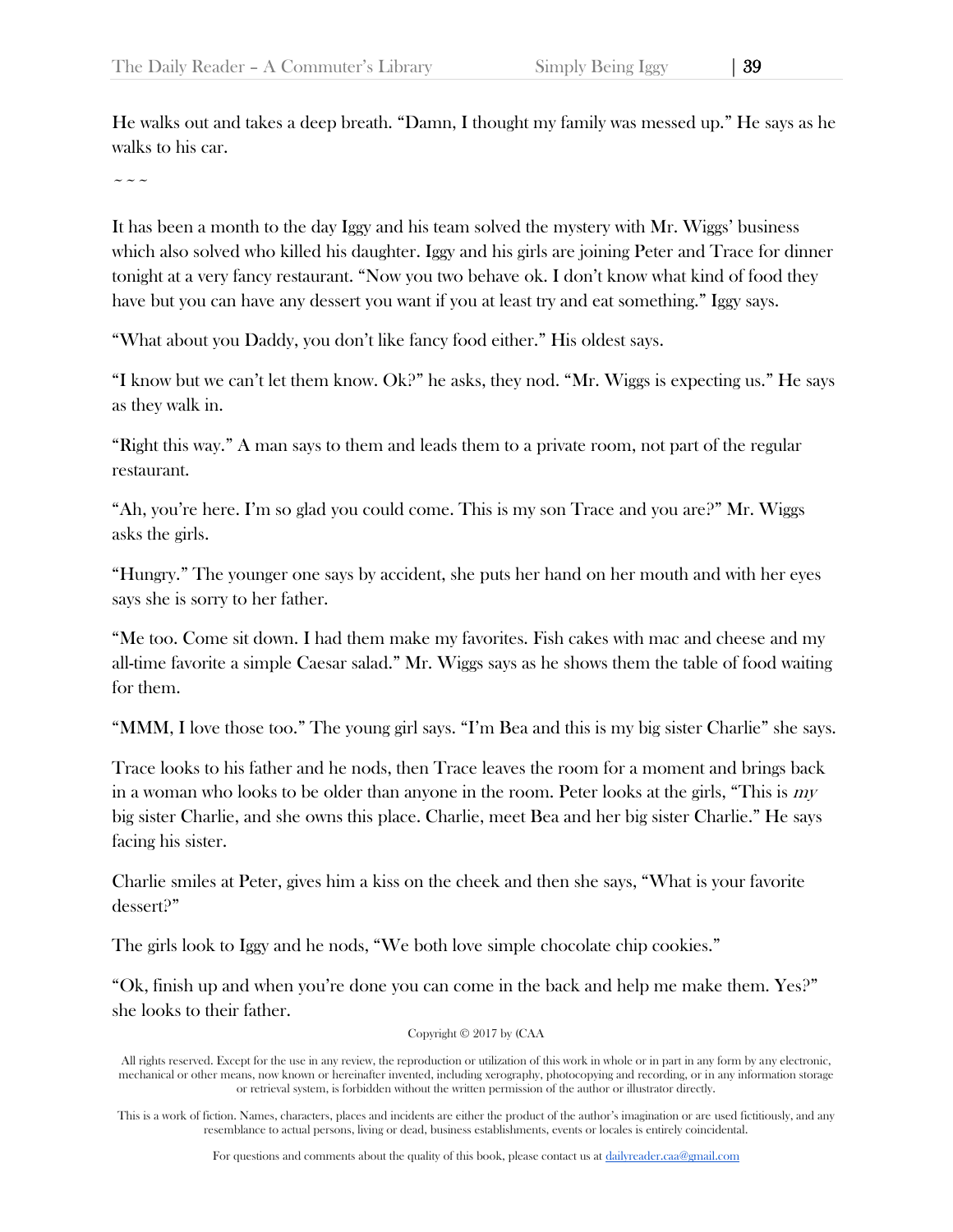He walks out and takes a deep breath. “Damn, I thought my family was messed up.” He says as he walks to his car.

~ ~ ~

It has been a month to the day Iggy and his team solved the mystery with Mr. Wiggs’ business which also solved who killed his daughter. Iggy and his girls are joining Peter and Trace for dinner tonight at a very fancy restaurant. “Now you two behave ok. I don’t know what kind of food they have but you can have any dessert you want if you at least try and eat something.” Iggy says.

“What about you Daddy, you don’t like fancy food either.” His oldest says.

“I know but we can’t let them know. Ok?” he asks, they nod. “Mr. Wiggs is expecting us.” He says as they walk in.

“Right this way.” A man says to them and leads them to a private room, not part of the regular restaurant.

“Ah, you’re here. I’m so glad you could come. This is my son Trace and you are?” Mr. Wiggs asks the girls.

“Hungry.” The younger one says by accident, she puts her hand on her mouth and with her eyes says she is sorry to her father.

“Me too. Come sit down. I had them make my favorites. Fish cakes with mac and cheese and my all-time favorite a simple Caesar salad.” Mr. Wiggs says as he shows them the table of food waiting for them.

“MMM, I love those too.” The young girl says. “I’m Bea and this is my big sister Charlie” she says.

Trace looks to his father and he nods, then Trace leaves the room for a moment and brings back in a woman who looks to be older than anyone in the room. Peter looks at the girls, “This is *my* big sister Charlie, and she owns this place. Charlie, meet Bea and her big sister Charlie.” He says facing his sister.

Charlie smiles at Peter, gives him a kiss on the cheek and then she says, “What is your favorite dessert?”

The girls look to Iggy and he nods, “We both love simple chocolate chip cookies.”

“Ok, finish up and when you’re done you can come in the back and help me make them. Yes?” she looks to their father.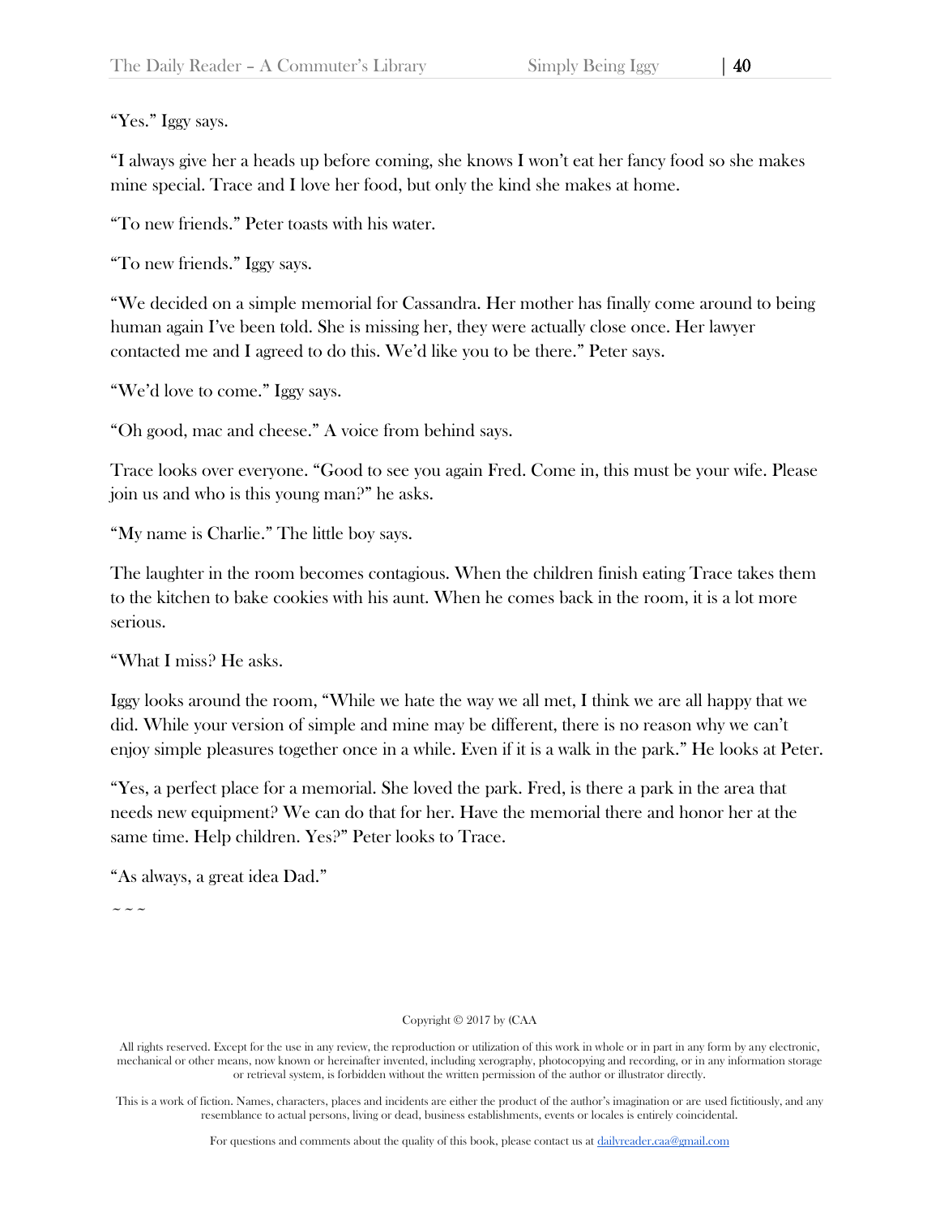"Yes." Iggy says.

"I always give her a heads up before coming, she knows I won't eat her fancy food so she makes mine special. Trace and I love her food, but only the kind she makes at home.

"To new friends." Peter toasts with his water.

"To new friends." Iggy says.

"We decided on a simple memorial for Cassandra. Her mother has finally come around to being human again I've been told. She is missing her, they were actually close once. Her lawyer contacted me and I agreed to do this. We'd like you to be there." Peter says.

"We'd love to come." Iggy says.

"Oh good, mac and cheese." A voice from behind says.

Trace looks over everyone. "Good to see you again Fred. Come in, this must be your wife. Please join us and who is this young man?" he asks.

"My name is Charlie." The little boy says.

The laughter in the room becomes contagious. When the children finish eating Trace takes them to the kitchen to bake cookies with his aunt. When he comes back in the room, it is a lot more serious.

"What I miss? He asks.

Iggy looks around the room, "While we hate the way we all met, I think we are all happy that we did. While your version of simple and mine may be different, there is no reason why we can't enjoy simple pleasures together once in a while. Even if it is a walk in the park." He looks at Peter.

"Yes, a perfect place for a memorial. She loved the park. Fred, is there a park in the area that needs new equipment? We can do that for her. Have the memorial there and honor her at the same time. Help children. Yes?" Peter looks to Trace.

"As always, a great idea Dad."

~ ~ ~

Copyright © 2017 by (CAA

All rights reserved. Except for the use in any review, the reproduction or utilization of this work in whole or in part in any form by any electronic, mechanical or other means, now known or hereinafter invented, including xerography, photocopying and recording, or in any information storage or retrieval system, is forbidden without the written permission of the author or illustrator directly.

This is a work of fiction. Names, characters, places and incidents are either the product of the author's imagination or are used fictitiously, and any resemblance to actual persons, living or dead, business establishments, events or locales is entirely coincidental.

For questions and comments about the quality of this book, please contact us at dailyreader.caa@gmail.com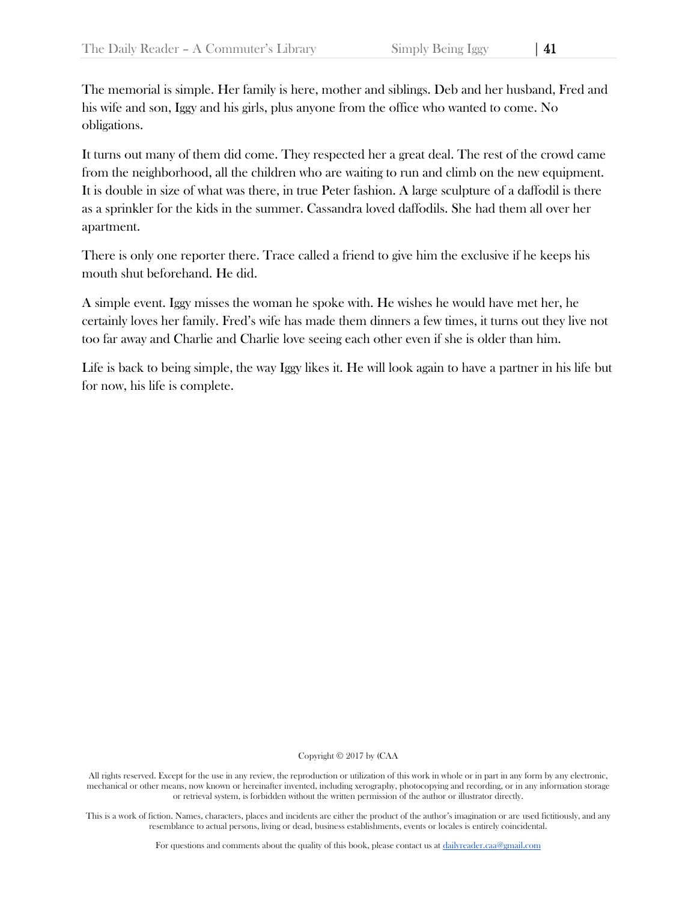The memorial is simple. Her family is here, mother and siblings. Deb and her husband, Fred and his wife and son, Iggy and his girls, plus anyone from the office who wanted to come. No obligations.

It turns out many of them did come. They respected her a great deal. The rest of the crowd came from the neighborhood, all the children who are waiting to run and climb on the new equipment. It is double in size of what was there, in true Peter fashion. A large sculpture of a daffodil is there as a sprinkler for the kids in the summer. Cassandra loved daffodils. She had them all over her apartment.

There is only one reporter there. Trace called a friend to give him the exclusive if he keeps his mouth shut beforehand. He did.

A simple event. Iggy misses the woman he spoke with. He wishes he would have met her, he certainly loves her family. Fred's wife has made them dinners a few times, it turns out they live not too far away and Charlie and Charlie love seeing each other even if she is older than him.

Life is back to being simple, the way Iggy likes it. He will look again to have a partner in his life but for now, his life is complete.

Copyright © 2017 by (CAA

All rights reserved. Except for the use in any review, the reproduction or utilization of this work in whole or in part in any form by any electronic, mechanical or other means, now known or hereinafter invented, including xerography, photocopying and recording, or in any information storage or retrieval system, is forbidden without the written permission of the author or illustrator directly.

This is a work of fiction. Names, characters, places and incidents are either the product of the author's imagination or are used fictitiously, and any resemblance to actual persons, living or dead, business establishments, events or locales is entirely coincidental.

For questions and comments about the quality of this book, please contact us at dailyreader.caa@gmail.com